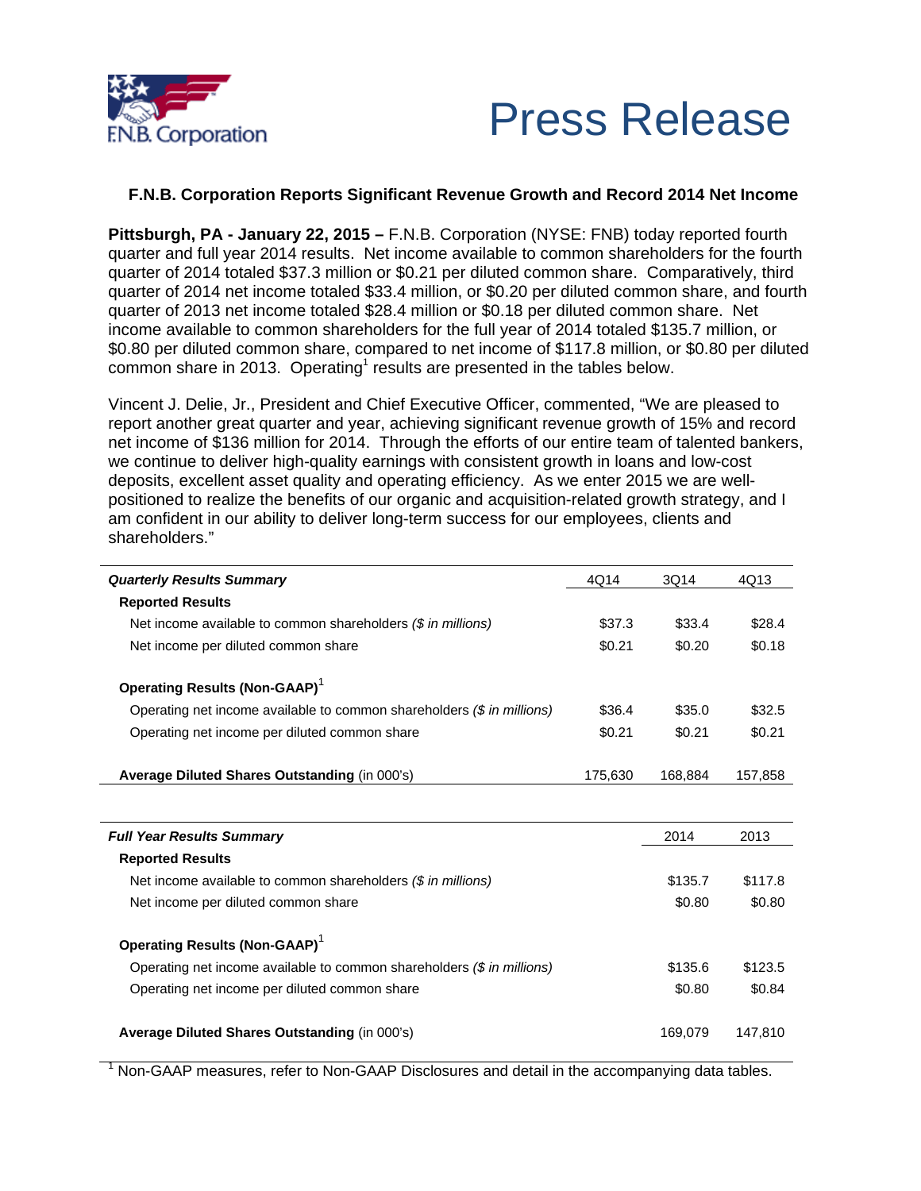# Press Release

**F.N.B. Corporation**

## F.N.B. Corporation Reports Significant Revenue Growth and Record 2014 Net Income

**Pittsburgh, PA - January 22, 2015 –** F.N.B. Corporation (NYSE: FNB) today reported fourth quarter and full year 2014 results. Net income available to common shareholders for the fourth quarter of 2014 totaled $37.3 million or $0.21 per diluted common share. Comparatively, third quarter of 2014 net income totaled $33.4 million, or $0.20 per diluted common share, and fourth quarter of 2013 net income totaled $28.4 million or $0.18 per diluted common share. Net income available to common shareholders for the full year of 2014 totaled $135.7 million, or $0.80 per diluted common share, compared to net income of $117.8 million, or $0.80 per diluted common share in 2013. Operating[1] results are presented in the tables below.

Vincent J. Delie, Jr., President and Chief Executive Officer, commented, "We are pleased to report another great quarter and year, achieving significant revenue growth of 15% and record net income of $136 million for 2014. Through the efforts of our entire team of talented bankers, we continue to deliver high-quality earnings with consistent growth in loans and low-cost deposits, excellent asset quality and operating efficiency. As we enter 2015 we are well-positioned to realize the benefits of our organic and acquisition-related growth strategy, and I am confident in our ability to deliver long-term success for our employees, clients and shareholders."

| ***Quarterly Results Summary*** | 4Q14 | 3Q14 | 4Q13 |
|---|---|---|---|
| **Reported Results** | | | |
| Net income available to common shareholders *($ in millions)* | $37.3 | $33.4 | $28.4 |
| Net income per diluted common share | $0.21 | $0.20 | $0.18 |
| **Operating Results (Non-GAAP)**[1] | | | |
| Operating net income available to common shareholders *($ in millions)* | $36.4 | $35.0 | $32.5 |
| Operating net income per diluted common share | $0.21 | $0.21 | $0.21 |
| **Average Diluted Shares Outstanding** (in 000's) | 175,630 | 168,884 | 157,858 |

| ***Full Year Results Summary*** | 2014 | 2013 |
|---|---|---|
| **Reported Results** | | |
| Net income available to common shareholders *($ in millions)* | $135.7 | $117.8 |
| Net income per diluted common share | $0.80 | $0.80 |
| **Operating Results (Non-GAAP)**[1] | | |
| Operating net income available to common shareholders *($ in millions)* | $135.6 | $123.5 |
| Operating net income per diluted common share | $0.80 | $0.84 |
| **Average Diluted Shares Outstanding** (in 000's) | 169,079 | 147,810 |

[1] Non-GAAP measures, refer to Non-GAAP Disclosures and detail in the accompanying data tables.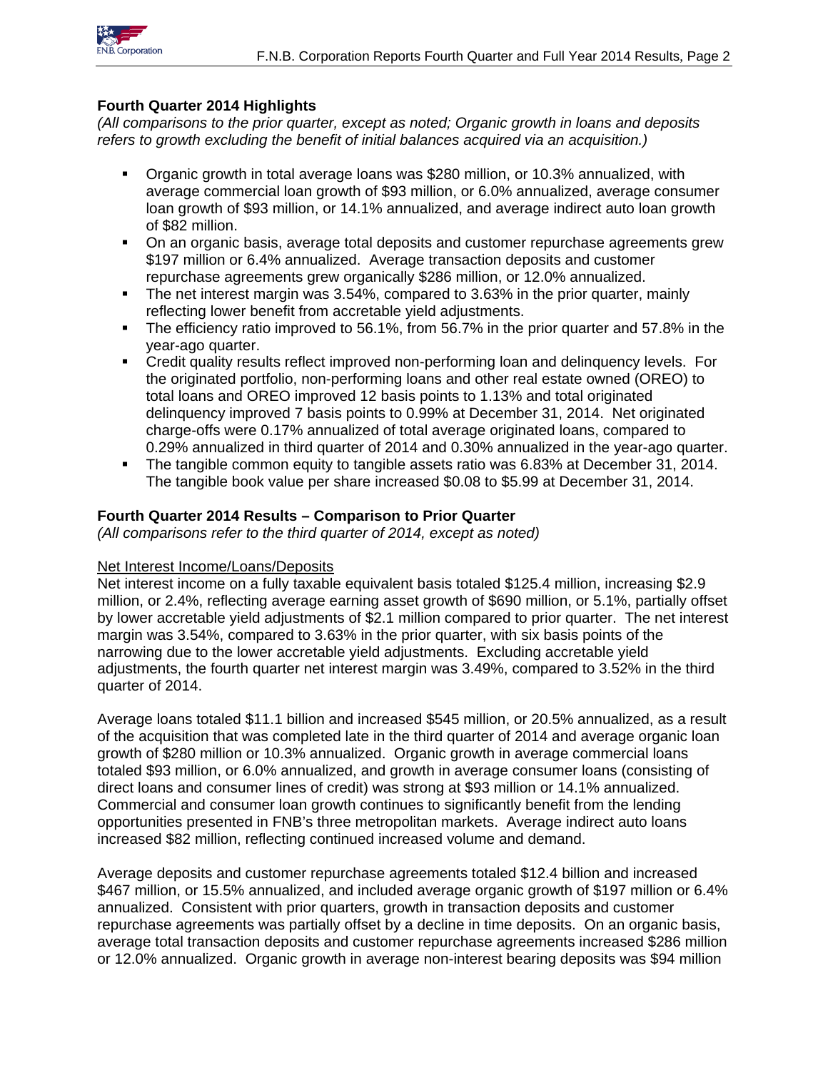### Fourth Quarter 2014 Highlights

*(All comparisons to the prior quarter, except as noted; Organic growth in loans and deposits refers to growth excluding the benefit of initial balances acquired via an acquisition.)*

- Organic growth in total average loans was $280 million, or 10.3% annualized, with average commercial loan growth of $93 million, or 6.0% annualized, average consumer loan growth of $93 million, or 14.1% annualized, and average indirect auto loan growth of $82 million.
- On an organic basis, average total deposits and customer repurchase agreements grew $197 million or 6.4% annualized. Average transaction deposits and customer repurchase agreements grew organically $286 million, or 12.0% annualized.
- The net interest margin was 3.54%, compared to 3.63% in the prior quarter, mainly reflecting lower benefit from accretable yield adjustments.
- The efficiency ratio improved to 56.1%, from 56.7% in the prior quarter and 57.8% in the year-ago quarter.
- Credit quality results reflect improved non-performing loan and delinquency levels. For the originated portfolio, non-performing loans and other real estate owned (OREO) to total loans and OREO improved 12 basis points to 1.13% and total originated delinquency improved 7 basis points to 0.99% at December 31, 2014. Net originated charge-offs were 0.17% annualized of total average originated loans, compared to 0.29% annualized in third quarter of 2014 and 0.30% annualized in the year-ago quarter.
- The tangible common equity to tangible assets ratio was 6.83% at December 31, 2014. The tangible book value per share increased $0.08 to $5.99 at December 31, 2014.

### Fourth Quarter 2014 Results – Comparison to Prior Quarter

*(All comparisons refer to the third quarter of 2014, except as noted)*

Net Interest Income/Loans/Deposits

Net interest income on a fully taxable equivalent basis totaled $125.4 million, increasing $2.9 million, or 2.4%, reflecting average earning asset growth of $690 million, or 5.1%, partially offset by lower accretable yield adjustments of $2.1 million compared to prior quarter. The net interest margin was 3.54%, compared to 3.63% in the prior quarter, with six basis points of the narrowing due to the lower accretable yield adjustments. Excluding accretable yield adjustments, the fourth quarter net interest margin was 3.49%, compared to 3.52% in the third quarter of 2014.

Average loans totaled $11.1 billion and increased $545 million, or 20.5% annualized, as a result of the acquisition that was completed late in the third quarter of 2014 and average organic loan growth of $280 million or 10.3% annualized. Organic growth in average commercial loans totaled $93 million, or 6.0% annualized, and growth in average consumer loans (consisting of direct loans and consumer lines of credit) was strong at $93 million or 14.1% annualized. Commercial and consumer loan growth continues to significantly benefit from the lending opportunities presented in FNB's three metropolitan markets. Average indirect auto loans increased $82 million, reflecting continued increased volume and demand.

Average deposits and customer repurchase agreements totaled $12.4 billion and increased $467 million, or 15.5% annualized, and included average organic growth of $197 million or 6.4% annualized. Consistent with prior quarters, growth in transaction deposits and customer repurchase agreements was partially offset by a decline in time deposits. On an organic basis, average total transaction deposits and customer repurchase agreements increased $286 million or 12.0% annualized. Organic growth in average non-interest bearing deposits was $94 million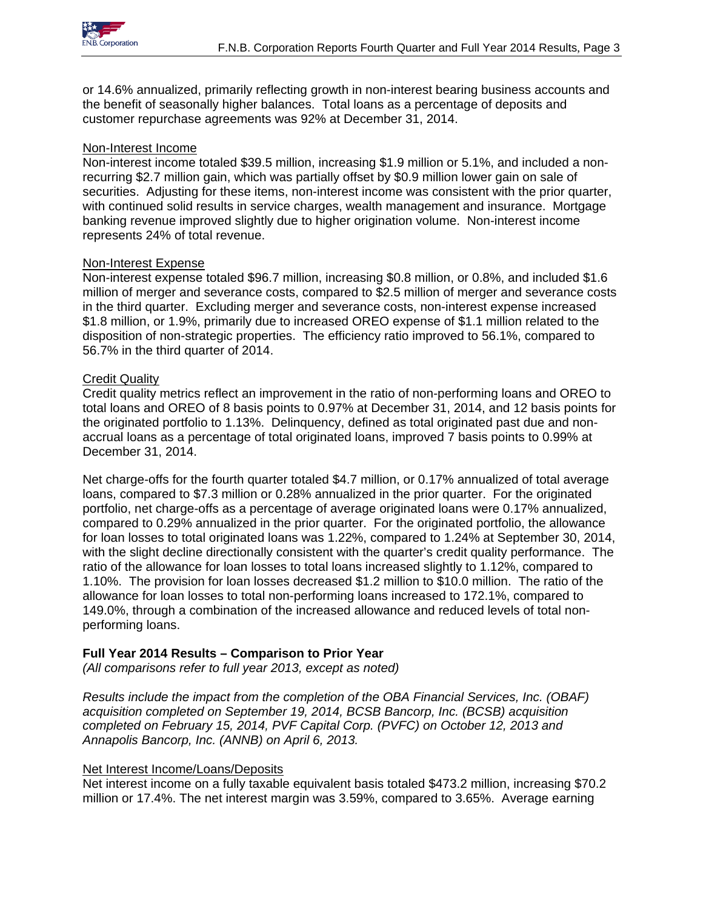or 14.6% annualized, primarily reflecting growth in non-interest bearing business accounts and the benefit of seasonally higher balances. Total loans as a percentage of deposits and customer repurchase agreements was 92% at December 31, 2014.

Non-Interest Income

Non-interest income totaled $39.5 million, increasing $1.9 million or 5.1%, and included a non-recurring $2.7 million gain, which was partially offset by $0.9 million lower gain on sale of securities. Adjusting for these items, non-interest income was consistent with the prior quarter, with continued solid results in service charges, wealth management and insurance. Mortgage banking revenue improved slightly due to higher origination volume. Non-interest income represents 24% of total revenue.

Non-Interest Expense

Non-interest expense totaled $96.7 million, increasing $0.8 million, or 0.8%, and included $1.6 million of merger and severance costs, compared to $2.5 million of merger and severance costs in the third quarter. Excluding merger and severance costs, non-interest expense increased $1.8 million, or 1.9%, primarily due to increased OREO expense of $1.1 million related to the disposition of non-strategic properties. The efficiency ratio improved to 56.1%, compared to 56.7% in the third quarter of 2014.

Credit Quality

Credit quality metrics reflect an improvement in the ratio of non-performing loans and OREO to total loans and OREO of 8 basis points to 0.97% at December 31, 2014, and 12 basis points for the originated portfolio to 1.13%. Delinquency, defined as total originated past due and non-accrual loans as a percentage of total originated loans, improved 7 basis points to 0.99% at December 31, 2014.

Net charge-offs for the fourth quarter totaled $4.7 million, or 0.17% annualized of total average loans, compared to $7.3 million or 0.28% annualized in the prior quarter. For the originated portfolio, net charge-offs as a percentage of average originated loans were 0.17% annualized, compared to 0.29% annualized in the prior quarter. For the originated portfolio, the allowance for loan losses to total originated loans was 1.22%, compared to 1.24% at September 30, 2014, with the slight decline directionally consistent with the quarter's credit quality performance. The ratio of the allowance for loan losses to total loans increased slightly to 1.12%, compared to 1.10%. The provision for loan losses decreased $1.2 million to $10.0 million. The ratio of the allowance for loan losses to total non-performing loans increased to 172.1%, compared to 149.0%, through a combination of the increased allowance and reduced levels of total non-performing loans.

**Full Year 2014 Results – Comparison to Prior Year**

*(All comparisons refer to full year 2013, except as noted)*

*Results include the impact from the completion of the OBA Financial Services, Inc. (OBAF) acquisition completed on September 19, 2014, BCSB Bancorp, Inc. (BCSB) acquisition completed on February 15, 2014, PVF Capital Corp. (PVFC) on October 12, 2013 and Annapolis Bancorp, Inc. (ANNB) on April 6, 2013.*

Net Interest Income/Loans/Deposits

Net interest income on a fully taxable equivalent basis totaled $473.2 million, increasing $70.2 million or 17.4%. The net interest margin was 3.59%, compared to 3.65%. Average earning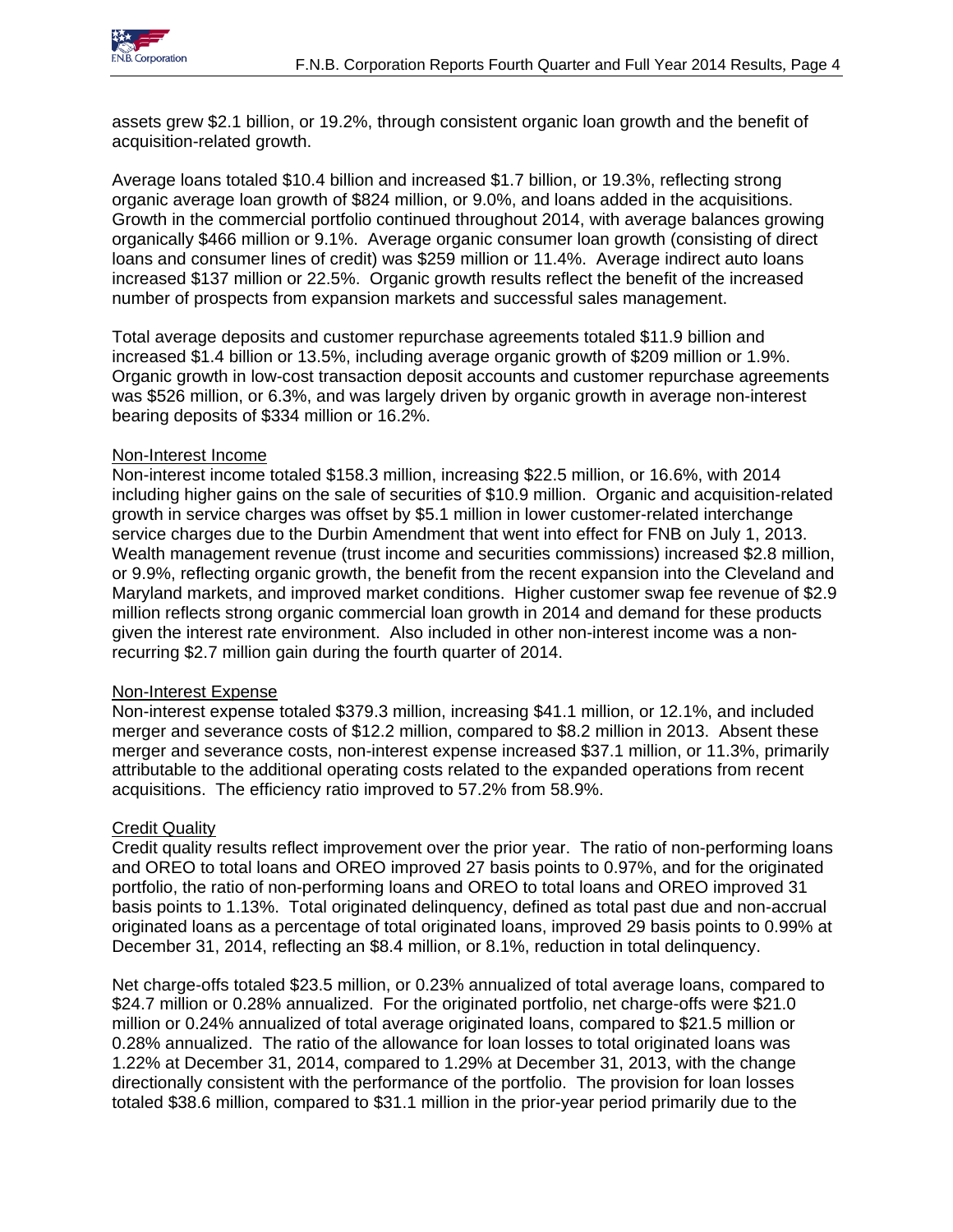assets grew $2.1 billion, or 19.2%, through consistent organic loan growth and the benefit of acquisition-related growth.

Average loans totaled $10.4 billion and increased $1.7 billion, or 19.3%, reflecting strong organic average loan growth of $824 million, or 9.0%, and loans added in the acquisitions. Growth in the commercial portfolio continued throughout 2014, with average balances growing organically $466 million or 9.1%. Average organic consumer loan growth (consisting of direct loans and consumer lines of credit) was $259 million or 11.4%. Average indirect auto loans increased $137 million or 22.5%. Organic growth results reflect the benefit of the increased number of prospects from expansion markets and successful sales management.

Total average deposits and customer repurchase agreements totaled $11.9 billion and increased $1.4 billion or 13.5%, including average organic growth of $209 million or 1.9%. Organic growth in low-cost transaction deposit accounts and customer repurchase agreements was $526 million, or 6.3%, and was largely driven by organic growth in average non-interest bearing deposits of $334 million or 16.2%.

Non-Interest Income

Non-interest income totaled $158.3 million, increasing $22.5 million, or 16.6%, with 2014 including higher gains on the sale of securities of $10.9 million. Organic and acquisition-related growth in service charges was offset by $5.1 million in lower customer-related interchange service charges due to the Durbin Amendment that went into effect for FNB on July 1, 2013. Wealth management revenue (trust income and securities commissions) increased $2.8 million, or 9.9%, reflecting organic growth, the benefit from the recent expansion into the Cleveland and Maryland markets, and improved market conditions. Higher customer swap fee revenue of $2.9 million reflects strong organic commercial loan growth in 2014 and demand for these products given the interest rate environment. Also included in other non-interest income was a non-recurring $2.7 million gain during the fourth quarter of 2014.

Non-Interest Expense

Non-interest expense totaled $379.3 million, increasing $41.1 million, or 12.1%, and included merger and severance costs of $12.2 million, compared to $8.2 million in 2013. Absent these merger and severance costs, non-interest expense increased $37.1 million, or 11.3%, primarily attributable to the additional operating costs related to the expanded operations from recent acquisitions. The efficiency ratio improved to 57.2% from 58.9%.

Credit Quality

Credit quality results reflect improvement over the prior year. The ratio of non-performing loans and OREO to total loans and OREO improved 27 basis points to 0.97%, and for the originated portfolio, the ratio of non-performing loans and OREO to total loans and OREO improved 31 basis points to 1.13%. Total originated delinquency, defined as total past due and non-accrual originated loans as a percentage of total originated loans, improved 29 basis points to 0.99% at December 31, 2014, reflecting an $8.4 million, or 8.1%, reduction in total delinquency.

Net charge-offs totaled $23.5 million, or 0.23% annualized of total average loans, compared to $24.7 million or 0.28% annualized. For the originated portfolio, net charge-offs were $21.0 million or 0.24% annualized of total average originated loans, compared to $21.5 million or 0.28% annualized. The ratio of the allowance for loan losses to total originated loans was 1.22% at December 31, 2014, compared to 1.29% at December 31, 2013, with the change directionally consistent with the performance of the portfolio. The provision for loan losses totaled $38.6 million, compared to $31.1 million in the prior-year period primarily due to the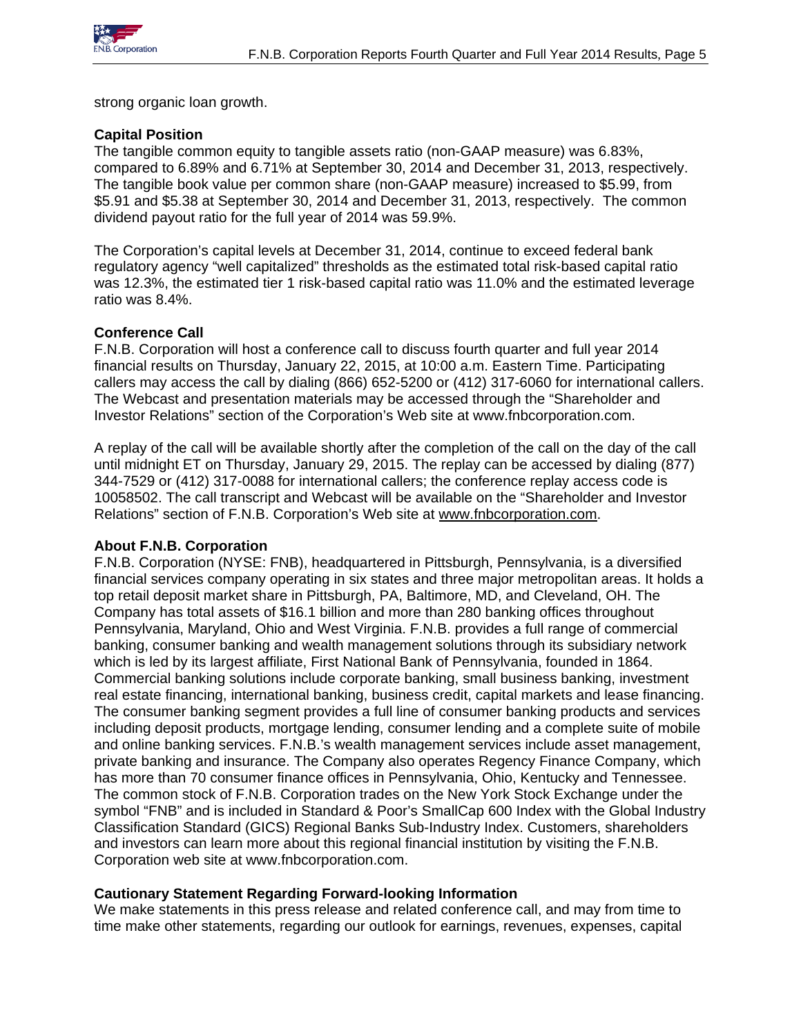strong organic loan growth.

**Capital Position**

The tangible common equity to tangible assets ratio (non-GAAP measure) was 6.83%, compared to 6.89% and 6.71% at September 30, 2014 and December 31, 2013, respectively. The tangible book value per common share (non-GAAP measure) increased to $5.99, from $5.91 and $5.38 at September 30, 2014 and December 31, 2013, respectively. The common dividend payout ratio for the full year of 2014 was 59.9%.

The Corporation's capital levels at December 31, 2014, continue to exceed federal bank regulatory agency "well capitalized" thresholds as the estimated total risk-based capital ratio was 12.3%, the estimated tier 1 risk-based capital ratio was 11.0% and the estimated leverage ratio was 8.4%.

**Conference Call**

F.N.B. Corporation will host a conference call to discuss fourth quarter and full year 2014 financial results on Thursday, January 22, 2015, at 10:00 a.m. Eastern Time. Participating callers may access the call by dialing (866) 652-5200 or (412) 317-6060 for international callers. The Webcast and presentation materials may be accessed through the "Shareholder and Investor Relations" section of the Corporation's Web site at www.fnbcorporation.com.

A replay of the call will be available shortly after the completion of the call on the day of the call until midnight ET on Thursday, January 29, 2015. The replay can be accessed by dialing (877) 344-7529 or (412) 317-0088 for international callers; the conference replay access code is 10058502. The call transcript and Webcast will be available on the "Shareholder and Investor Relations" section of F.N.B. Corporation's Web site at www.fnbcorporation.com.

**About F.N.B. Corporation**

F.N.B. Corporation (NYSE: FNB), headquartered in Pittsburgh, Pennsylvania, is a diversified financial services company operating in six states and three major metropolitan areas. It holds a top retail deposit market share in Pittsburgh, PA, Baltimore, MD, and Cleveland, OH. The Company has total assets of $16.1 billion and more than 280 banking offices throughout Pennsylvania, Maryland, Ohio and West Virginia. F.N.B. provides a full range of commercial banking, consumer banking and wealth management solutions through its subsidiary network which is led by its largest affiliate, First National Bank of Pennsylvania, founded in 1864. Commercial banking solutions include corporate banking, small business banking, investment real estate financing, international banking, business credit, capital markets and lease financing. The consumer banking segment provides a full line of consumer banking products and services including deposit products, mortgage lending, consumer lending and a complete suite of mobile and online banking services. F.N.B.'s wealth management services include asset management, private banking and insurance. The Company also operates Regency Finance Company, which has more than 70 consumer finance offices in Pennsylvania, Ohio, Kentucky and Tennessee. The common stock of F.N.B. Corporation trades on the New York Stock Exchange under the symbol "FNB" and is included in Standard & Poor's SmallCap 600 Index with the Global Industry Classification Standard (GICS) Regional Banks Sub-Industry Index. Customers, shareholders and investors can learn more about this regional financial institution by visiting the F.N.B. Corporation web site at www.fnbcorporation.com.

**Cautionary Statement Regarding Forward-looking Information**

We make statements in this press release and related conference call, and may from time to time make other statements, regarding our outlook for earnings, revenues, expenses, capital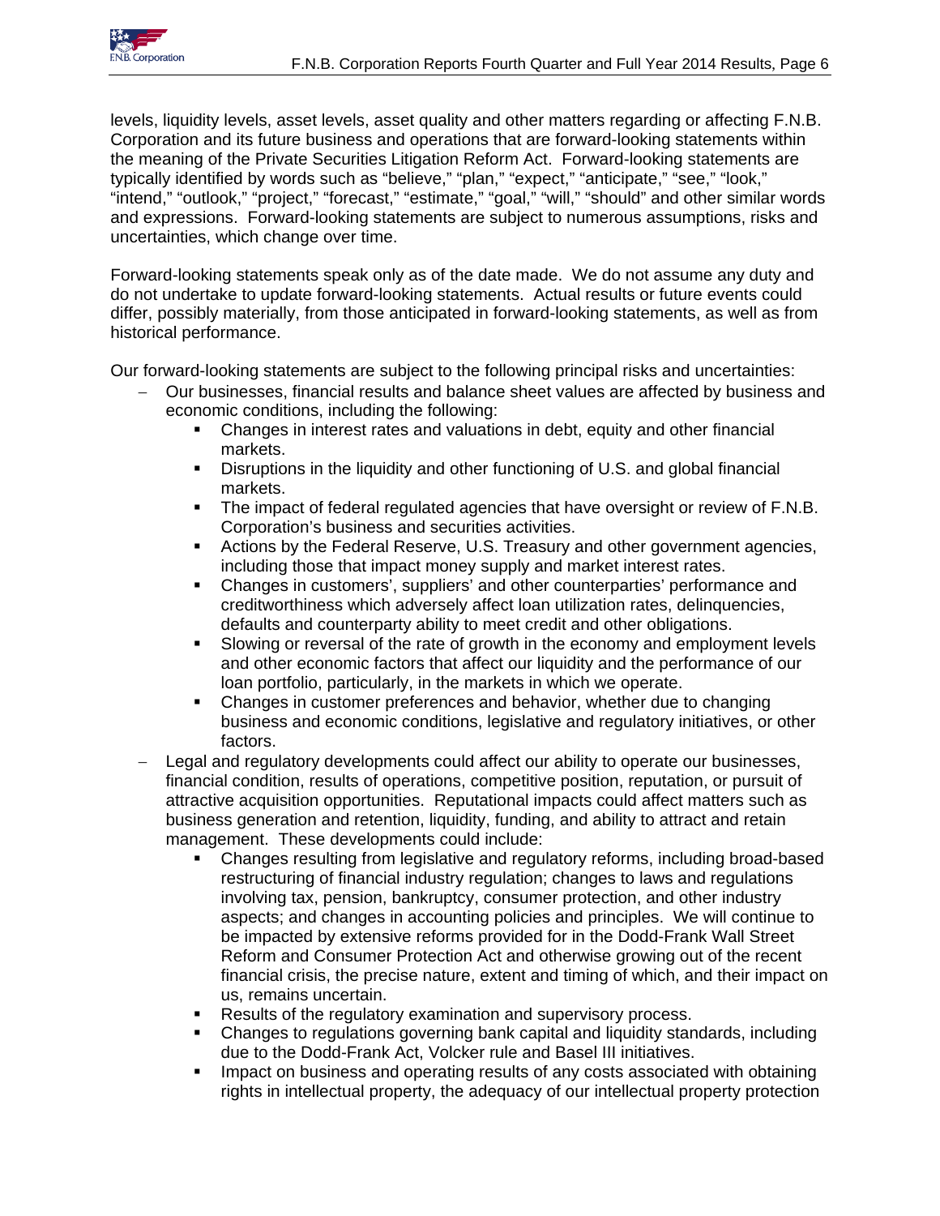levels, liquidity levels, asset levels, asset quality and other matters regarding or affecting F.N.B. Corporation and its future business and operations that are forward-looking statements within the meaning of the Private Securities Litigation Reform Act. Forward-looking statements are typically identified by words such as "believe," "plan," "expect," "anticipate," "see," "look," "intend," "outlook," "project," "forecast," "estimate," "goal," "will," "should" and other similar words and expressions. Forward-looking statements are subject to numerous assumptions, risks and uncertainties, which change over time.

Forward-looking statements speak only as of the date made. We do not assume any duty and do not undertake to update forward-looking statements. Actual results or future events could differ, possibly materially, from those anticipated in forward-looking statements, as well as from historical performance.

Our forward-looking statements are subject to the following principal risks and uncertainties:

- Our businesses, financial results and balance sheet values are affected by business and economic conditions, including the following:
  - Changes in interest rates and valuations in debt, equity and other financial markets.
  - Disruptions in the liquidity and other functioning of U.S. and global financial markets.
  - The impact of federal regulated agencies that have oversight or review of F.N.B. Corporation's business and securities activities.
  - Actions by the Federal Reserve, U.S. Treasury and other government agencies, including those that impact money supply and market interest rates.
  - Changes in customers', suppliers' and other counterparties' performance and creditworthiness which adversely affect loan utilization rates, delinquencies, defaults and counterparty ability to meet credit and other obligations.
  - Slowing or reversal of the rate of growth in the economy and employment levels and other economic factors that affect our liquidity and the performance of our loan portfolio, particularly, in the markets in which we operate.
  - Changes in customer preferences and behavior, whether due to changing business and economic conditions, legislative and regulatory initiatives, or other factors.
- Legal and regulatory developments could affect our ability to operate our businesses, financial condition, results of operations, competitive position, reputation, or pursuit of attractive acquisition opportunities. Reputational impacts could affect matters such as business generation and retention, liquidity, funding, and ability to attract and retain management. These developments could include:
  - Changes resulting from legislative and regulatory reforms, including broad-based restructuring of financial industry regulation; changes to laws and regulations involving tax, pension, bankruptcy, consumer protection, and other industry aspects; and changes in accounting policies and principles. We will continue to be impacted by extensive reforms provided for in the Dodd-Frank Wall Street Reform and Consumer Protection Act and otherwise growing out of the recent financial crisis, the precise nature, extent and timing of which, and their impact on us, remains uncertain.
  - Results of the regulatory examination and supervisory process.
  - Changes to regulations governing bank capital and liquidity standards, including due to the Dodd-Frank Act, Volcker rule and Basel III initiatives.
  - Impact on business and operating results of any costs associated with obtaining rights in intellectual property, the adequacy of our intellectual property protection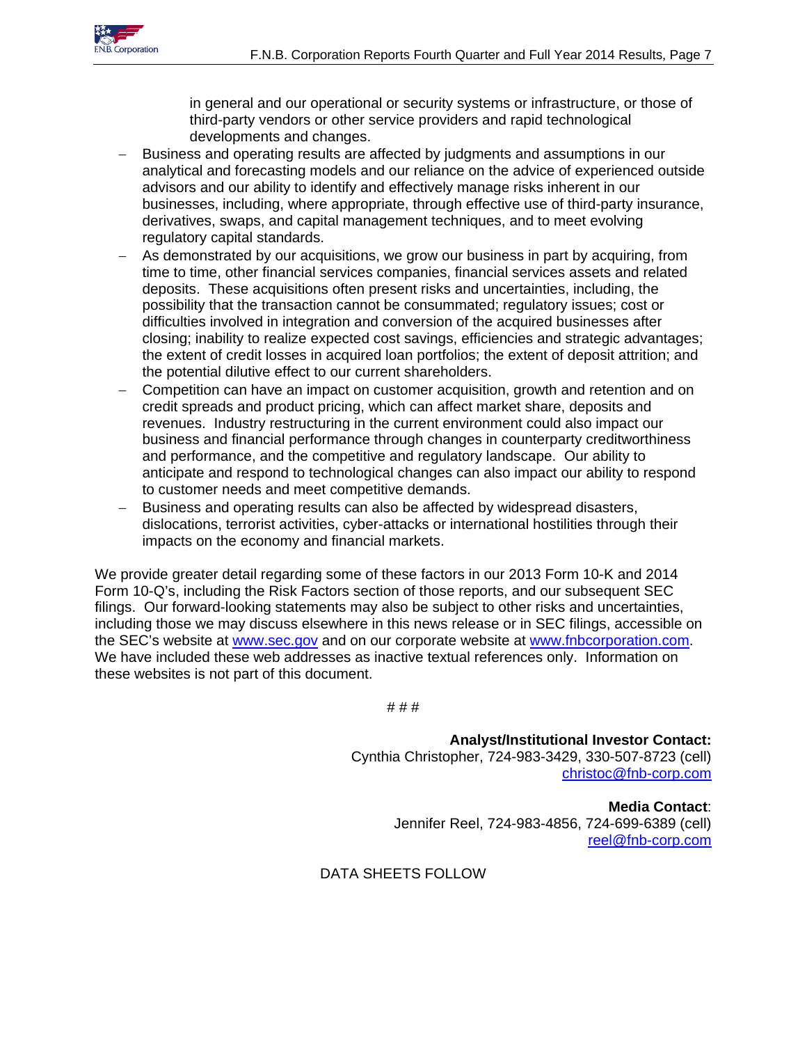in general and our operational or security systems or infrastructure, or those of third-party vendors or other service providers and rapid technological developments and changes.

- Business and operating results are affected by judgments and assumptions in our analytical and forecasting models and our reliance on the advice of experienced outside advisors and our ability to identify and effectively manage risks inherent in our businesses, including, where appropriate, through effective use of third-party insurance, derivatives, swaps, and capital management techniques, and to meet evolving regulatory capital standards.
- As demonstrated by our acquisitions, we grow our business in part by acquiring, from time to time, other financial services companies, financial services assets and related deposits. These acquisitions often present risks and uncertainties, including, the possibility that the transaction cannot be consummated; regulatory issues; cost or difficulties involved in integration and conversion of the acquired businesses after closing; inability to realize expected cost savings, efficiencies and strategic advantages; the extent of credit losses in acquired loan portfolios; the extent of deposit attrition; and the potential dilutive effect to our current shareholders.
- Competition can have an impact on customer acquisition, growth and retention and on credit spreads and product pricing, which can affect market share, deposits and revenues. Industry restructuring in the current environment could also impact our business and financial performance through changes in counterparty creditworthiness and performance, and the competitive and regulatory landscape. Our ability to anticipate and respond to technological changes can also impact our ability to respond to customer needs and meet competitive demands.
- Business and operating results can also be affected by widespread disasters, dislocations, terrorist activities, cyber-attacks or international hostilities through their impacts on the economy and financial markets.

We provide greater detail regarding some of these factors in our 2013 Form 10-K and 2014 Form 10-Q's, including the Risk Factors section of those reports, and our subsequent SEC filings. Our forward-looking statements may also be subject to other risks and uncertainties, including those we may discuss elsewhere in this news release or in SEC filings, accessible on the SEC's website at www.sec.gov and on our corporate website at www.fnbcorporation.com. We have included these web addresses as inactive textual references only. Information on these websites is not part of this document.

# # #

**Analyst/Institutional Investor Contact:**
Cynthia Christopher, 724-983-3429, 330-507-8723 (cell)
christoc@fnb-corp.com

**Media Contact**:
Jennifer Reel, 724-983-4856, 724-699-6389 (cell)
reel@fnb-corp.com

DATA SHEETS FOLLOW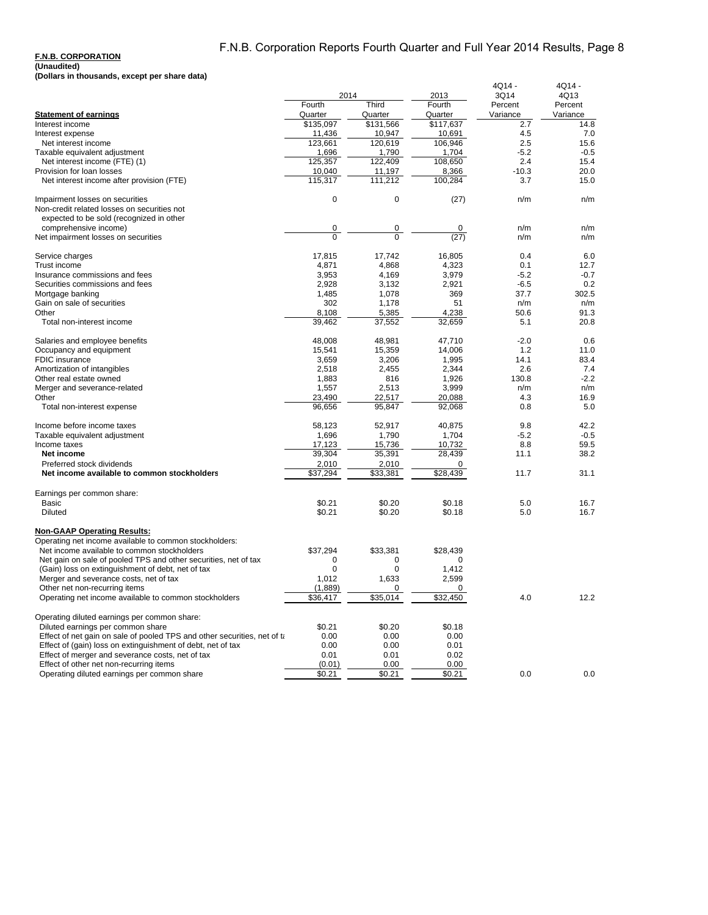**F.N.B. CORPORATION**
**(Unaudited)**
**(Dollars in thousands, except per share data)**

| | 2014 | | 2013 | 4Q14 - 3Q14 | 4Q14 - 4Q13 |
|---|---|---|---|---|---|
| **Statement of earnings** | Fourth Quarter | Third Quarter | Fourth Quarter | Percent Variance | Percent Variance |
| Interest income | $135,097 | $131,566 | $117,637 | 2.7 | 14.8 |
| Interest expense | 11,436 | 10,947 | 10,691 | 4.5 | 7.0 |
| Net interest income | 123,661 | 120,619 | 106,946 | 2.5 | 15.6 |
| Taxable equivalent adjustment | 1,696 | 1,790 | 1,704 | -5.2 | -0.5 |
| Net interest income (FTE) (1) | 125,357 | 122,409 | 108,650 | 2.4 | 15.4 |
| Provision for loan losses | 10,040 | 11,197 | 8,366 | -10.3 | 20.0 |
| Net interest income after provision (FTE) | 115,317 | 111,212 | 100,284 | 3.7 | 15.0 |
| | | | | | |
| Impairment losses on securities | 0 | 0 | (27) | n/m | n/m |
| Non-credit related losses on securities not expected to be sold (recognized in other comprehensive income) | 0 | 0 | 0 | n/m | n/m |
| Net impairment losses on securities | 0 | 0 | (27) | n/m | n/m |
| | | | | | |
| Service charges | 17,815 | 17,742 | 16,805 | 0.4 | 6.0 |
| Trust income | 4,871 | 4,868 | 4,323 | 0.1 | 12.7 |
| Insurance commissions and fees | 3,953 | 4,169 | 3,979 | -5.2 | -0.7 |
| Securities commissions and fees | 2,928 | 3,132 | 2,921 | -6.5 | 0.2 |
| Mortgage banking | 1,485 | 1,078 | 369 | 37.7 | 302.5 |
| Gain on sale of securities | 302 | 1,178 | 51 | n/m | n/m |
| Other | 8,108 | 5,385 | 4,238 | 50.6 | 91.3 |
| Total non-interest income | 39,462 | 37,552 | 32,659 | 5.1 | 20.8 |
| | | | | | |
| Salaries and employee benefits | 48,008 | 48,981 | 47,710 | -2.0 | 0.6 |
| Occupancy and equipment | 15,541 | 15,359 | 14,006 | 1.2 | 11.0 |
| FDIC insurance | 3,659 | 3,206 | 1,995 | 14.1 | 83.4 |
| Amortization of intangibles | 2,518 | 2,455 | 2,344 | 2.6 | 7.4 |
| Other real estate owned | 1,883 | 816 | 1,926 | 130.8 | -2.2 |
| Merger and severance-related | 1,557 | 2,513 | 3,999 | n/m | n/m |
| Other | 23,490 | 22,517 | 20,088 | 4.3 | 16.9 |
| Total non-interest expense | 96,656 | 95,847 | 92,068 | 0.8 | 5.0 |
| | | | | | |
| Income before income taxes | 58,123 | 52,917 | 40,875 | 9.8 | 42.2 |
| Taxable equivalent adjustment | 1,696 | 1,790 | 1,704 | -5.2 | -0.5 |
| Income taxes | 17,123 | 15,736 | 10,732 | 8.8 | 59.5 |
| **Net income** | 39,304 | 35,391 | 28,439 | 11.1 | 38.2 |
| Preferred stock dividends | 2,010 | 2,010 | 0 | | |
| **Net income available to common stockholders** | $37,294 | $33,381 | $28,439 | 11.7 | 31.1 |
| | | | | | |
| Earnings per common share: | | | | | |
| Basic | $0.21 | $0.20 | $0.18 | 5.0 | 16.7 |
| Diluted | $0.21 | $0.20 | $0.18 | 5.0 | 16.7 |
| | | | | | |
| **Non-GAAP Operating Results:** | | | | | |
| Operating net income available to common stockholders: | | | | | |
| Net income available to common stockholders | $37,294 | $33,381 | $28,439 | | |
| Net gain on sale of pooled TPS and other securities, net of tax | 0 | 0 | 0 | | |
| (Gain) loss on extinguishment of debt, net of tax | 0 | 0 | 1,412 | | |
| Merger and severance costs, net of tax | 1,012 | 1,633 | 2,599 | | |
| Other net non-recurring items | (1,889) | 0 | 0 | | |
| Operating net income available to common stockholders | $36,417 | $35,014 | $32,450 | 4.0 | 12.2 |
| | | | | | |
| Operating diluted earnings per common share: | | | | | |
| Diluted earnings per common share | $0.21 | $0.20 | $0.18 | | |
| Effect of net gain on sale of pooled TPS and other securities, net of ta | 0.00 | 0.00 | 0.00 | | |
| Effect of (gain) loss on extinguishment of debt, net of tax | 0.00 | 0.00 | 0.01 | | |
| Effect of merger and severance costs, net of tax | 0.01 | 0.01 | 0.02 | | |
| Effect of other net non-recurring items | (0.01) | 0.00 | 0.00 | | |
| Operating diluted earnings per common share | $0.21 | $0.21 | $0.21 | 0.0 | 0.0 |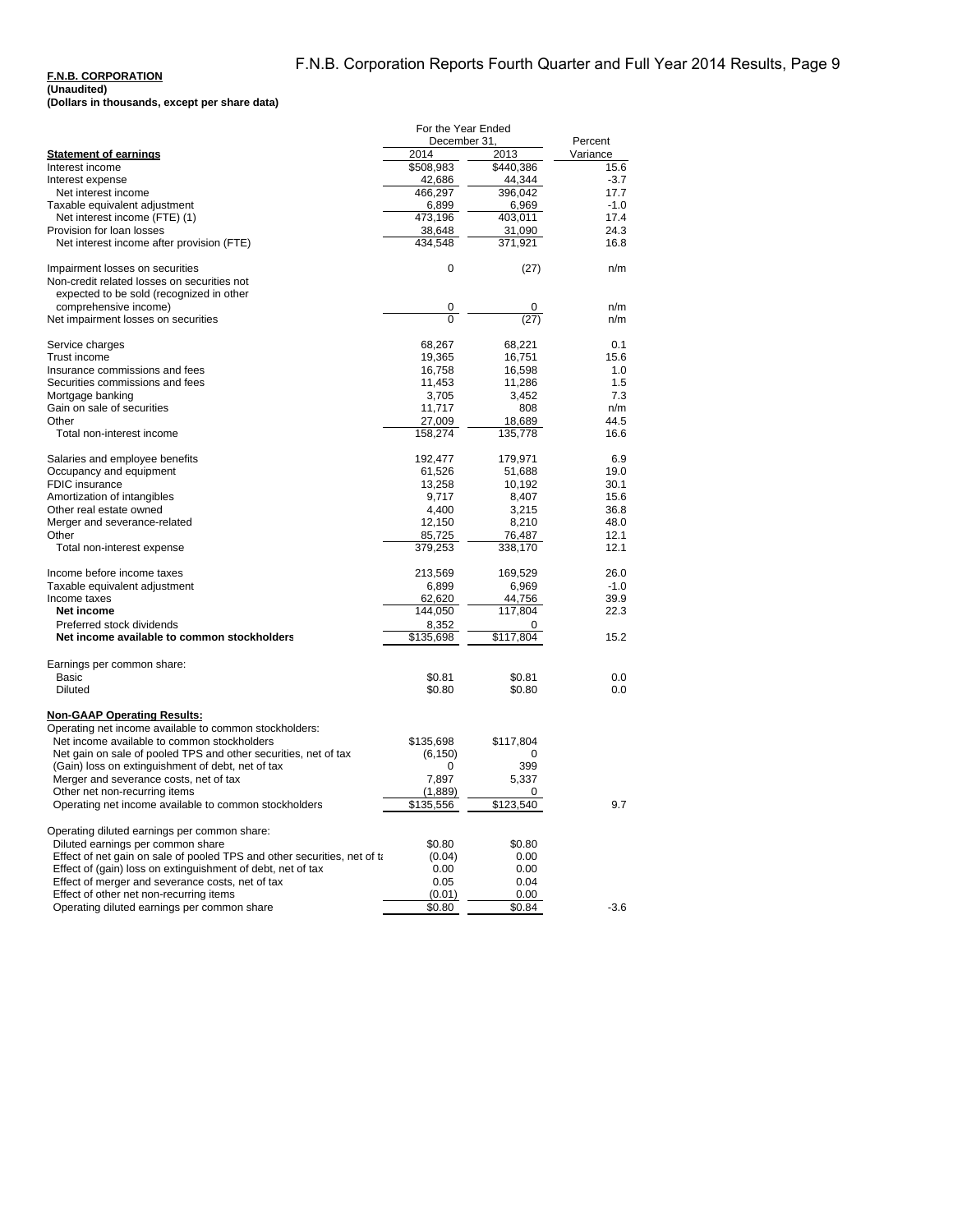**F.N.B. CORPORATION**
**(Unaudited)**
**(Dollars in thousands, except per share data)**

| | For the Year Ended December 31, | | Percent |
|---|---|---|---|
| **Statement of earnings** | 2014 | 2013 | Variance |
| Interest income | $508,983 | $440,386 | 15.6 |
| Interest expense | 42,686 | 44,344 | -3.7 |
| Net interest income | 466,297 | 396,042 | 17.7 |
| Taxable equivalent adjustment | 6,899 | 6,969 | -1.0 |
| Net interest income (FTE) (1) | 473,196 | 403,011 | 17.4 |
| Provision for loan losses | 38,648 | 31,090 | 24.3 |
| Net interest income after provision (FTE) | 434,548 | 371,921 | 16.8 |
| | | | |
| Impairment losses on securities | 0 | (27) | n/m |
| Non-credit related losses on securities not expected to be sold (recognized in other comprehensive income) | 0 | 0 | n/m |
| Net impairment losses on securities | 0 | (27) | n/m |
| | | | |
| Service charges | 68,267 | 68,221 | 0.1 |
| Trust income | 19,365 | 16,751 | 15.6 |
| Insurance commissions and fees | 16,758 | 16,598 | 1.0 |
| Securities commissions and fees | 11,453 | 11,286 | 1.5 |
| Mortgage banking | 3,705 | 3,452 | 7.3 |
| Gain on sale of securities | 11,717 | 808 | n/m |
| Other | 27,009 | 18,689 | 44.5 |
| Total non-interest income | 158,274 | 135,778 | 16.6 |
| | | | |
| Salaries and employee benefits | 192,477 | 179,971 | 6.9 |
| Occupancy and equipment | 61,526 | 51,688 | 19.0 |
| FDIC insurance | 13,258 | 10,192 | 30.1 |
| Amortization of intangibles | 9,717 | 8,407 | 15.6 |
| Other real estate owned | 4,400 | 3,215 | 36.8 |
| Merger and severance-related | 12,150 | 8,210 | 48.0 |
| Other | 85,725 | 76,487 | 12.1 |
| Total non-interest expense | 379,253 | 338,170 | 12.1 |
| | | | |
| Income before income taxes | 213,569 | 169,529 | 26.0 |
| Taxable equivalent adjustment | 6,899 | 6,969 | -1.0 |
| Income taxes | 62,620 | 44,756 | 39.9 |
| **Net income** | 144,050 | 117,804 | 22.3 |
| Preferred stock dividends | 8,352 | 0 | |
| **Net income available to common stockholders** | $135,698 | $117,804 | 15.2 |
| | | | |
| Earnings per common share: | | | |
| Basic | $0.81 | $0.81 | 0.0 |
| Diluted | $0.80 | $0.80 | 0.0 |
| | | | |
| **Non-GAAP Operating Results:** | | | |
| Operating net income available to common stockholders: | | | |
| Net income available to common stockholders | $135,698 | $117,804 | |
| Net gain on sale of pooled TPS and other securities, net of tax | (6,150) | 0 | |
| (Gain) loss on extinguishment of debt, net of tax | 0 | 399 | |
| Merger and severance costs, net of tax | 7,897 | 5,337 | |
| Other net non-recurring items | (1,889) | 0 | |
| Operating net income available to common stockholders | $135,556 | $123,540 | 9.7 |
| | | | |
| Operating diluted earnings per common share: | | | |
| Diluted earnings per common share | $0.80 | $0.80 | |
| Effect of net gain on sale of pooled TPS and other securities, net of ta | (0.04) | 0.00 | |
| Effect of (gain) loss on extinguishment of debt, net of tax | 0.00 | 0.00 | |
| Effect of merger and severance costs, net of tax | 0.05 | 0.04 | |
| Effect of other net non-recurring items | (0.01) | 0.00 | |
| Operating diluted earnings per common share | $0.80 | $0.84 | -3.6 |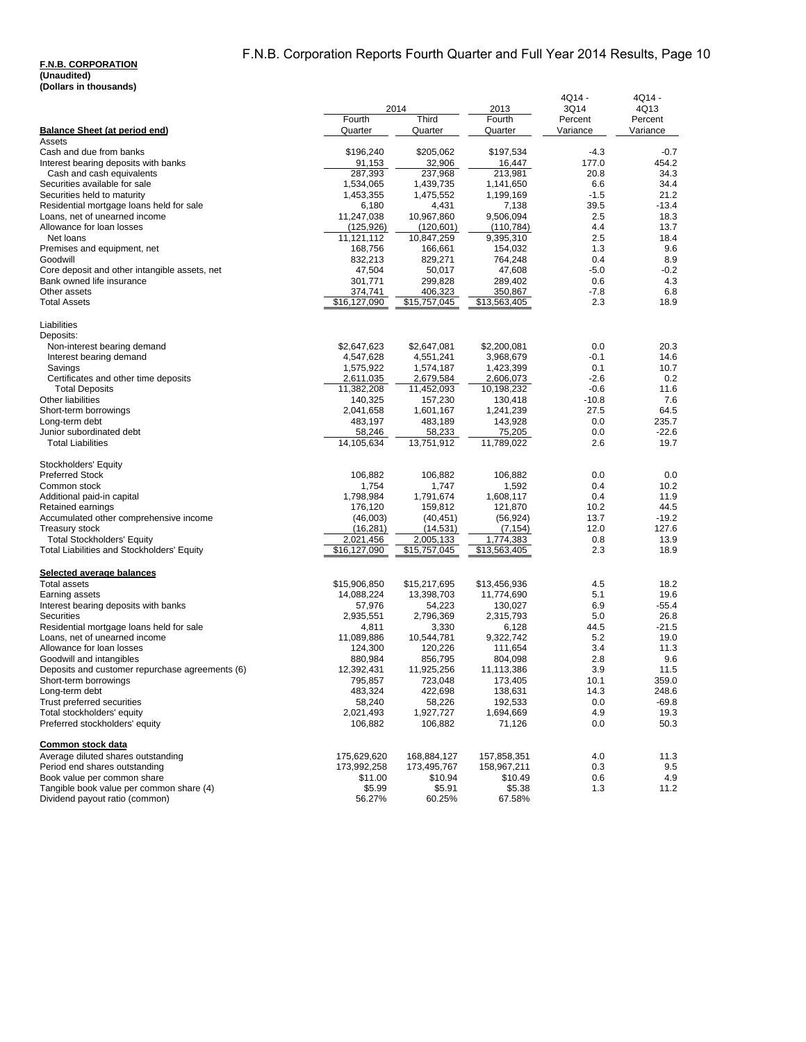**F.N.B. CORPORATION**
**(Unaudited)**
**(Dollars in thousands)**

| | 2014 | | 2013 | 4Q14 - 3Q14 | 4Q14 - 4Q13 |
|---|---|---|---|---|---|
| **Balance Sheet (at period end)** | Fourth Quarter | Third Quarter | Fourth Quarter | Percent Variance | Percent Variance |
| Assets | | | | | |
| Cash and due from banks | $196,240 | $205,062 | $197,534 | -4.3 | -0.7 |
| Interest bearing deposits with banks | 91,153 | 32,906 | 16,447 | 177.0 | 454.2 |
| Cash and cash equivalents | 287,393 | 237,968 | 213,981 | 20.8 | 34.3 |
| Securities available for sale | 1,534,065 | 1,439,735 | 1,141,650 | 6.6 | 34.4 |
| Securities held to maturity | 1,453,355 | 1,475,552 | 1,199,169 | -1.5 | 21.2 |
| Residential mortgage loans held for sale | 6,180 | 4,431 | 7,138 | 39.5 | -13.4 |
| Loans, net of unearned income | 11,247,038 | 10,967,860 | 9,506,094 | 2.5 | 18.3 |
| Allowance for loan losses | (125,926) | (120,601) | (110,784) | 4.4 | 13.7 |
| Net loans | 11,121,112 | 10,847,259 | 9,395,310 | 2.5 | 18.4 |
| Premises and equipment, net | 168,756 | 166,661 | 154,032 | 1.3 | 9.6 |
| Goodwill | 832,213 | 829,271 | 764,248 | 0.4 | 8.9 |
| Core deposit and other intangible assets, net | 47,504 | 50,017 | 47,608 | -5.0 | -0.2 |
| Bank owned life insurance | 301,771 | 299,828 | 289,402 | 0.6 | 4.3 |
| Other assets | 374,741 | 406,323 | 350,867 | -7.8 | 6.8 |
| Total Assets | $16,127,090 | $15,757,045 | $13,563,405 | 2.3 | 18.9 |
| | | | | | |
| Liabilities | | | | | |
| Deposits: | | | | | |
| Non-interest bearing demand | $2,647,623 | $2,647,081 | $2,200,081 | 0.0 | 20.3 |
| Interest bearing demand | 4,547,628 | 4,551,241 | 3,968,679 | -0.1 | 14.6 |
| Savings | 1,575,922 | 1,574,187 | 1,423,399 | 0.1 | 10.7 |
| Certificates and other time deposits | 2,611,035 | 2,679,584 | 2,606,073 | -2.6 | 0.2 |
| Total Deposits | 11,382,208 | 11,452,093 | 10,198,232 | -0.6 | 11.6 |
| Other liabilities | 140,325 | 157,230 | 130,418 | -10.8 | 7.6 |
| Short-term borrowings | 2,041,658 | 1,601,167 | 1,241,239 | 27.5 | 64.5 |
| Long-term debt | 483,197 | 483,189 | 143,928 | 0.0 | 235.7 |
| Junior subordinated debt | 58,246 | 58,233 | 75,205 | 0.0 | -22.6 |
| Total Liabilities | 14,105,634 | 13,751,912 | 11,789,022 | 2.6 | 19.7 |
| | | | | | |
| Stockholders' Equity | | | | | |
| Preferred Stock | 106,882 | 106,882 | 106,882 | 0.0 | 0.0 |
| Common stock | 1,754 | 1,747 | 1,592 | 0.4 | 10.2 |
| Additional paid-in capital | 1,798,984 | 1,791,674 | 1,608,117 | 0.4 | 11.9 |
| Retained earnings | 176,120 | 159,812 | 121,870 | 10.2 | 44.5 |
| Accumulated other comprehensive income | (46,003) | (40,451) | (56,924) | 13.7 | -19.2 |
| Treasury stock | (16,281) | (14,531) | (7,154) | 12.0 | 127.6 |
| Total Stockholders' Equity | 2,021,456 | 2,005,133 | 1,774,383 | 0.8 | 13.9 |
| Total Liabilities and Stockholders' Equity | $16,127,090 | $15,757,045 | $13,563,405 | 2.3 | 18.9 |
| | | | | | |
| **Selected average balances** | | | | | |
| Total assets | $15,906,850 | $15,217,695 | $13,456,936 | 4.5 | 18.2 |
| Earning assets | 14,088,224 | 13,398,703 | 11,774,690 | 5.1 | 19.6 |
| Interest bearing deposits with banks | 57,976 | 54,223 | 130,027 | 6.9 | -55.4 |
| Securities | 2,935,551 | 2,796,369 | 2,315,793 | 5.0 | 26.8 |
| Residential mortgage loans held for sale | 4,811 | 3,330 | 6,128 | 44.5 | -21.5 |
| Loans, net of unearned income | 11,089,886 | 10,544,781 | 9,322,742 | 5.2 | 19.0 |
| Allowance for loan losses | 124,300 | 120,226 | 111,654 | 3.4 | 11.3 |
| Goodwill and intangibles | 880,984 | 856,795 | 804,098 | 2.8 | 9.6 |
| Deposits and customer repurchase agreements (6) | 12,392,431 | 11,925,256 | 11,113,386 | 3.9 | 11.5 |
| Short-term borrowings | 795,857 | 723,048 | 173,405 | 10.1 | 359.0 |
| Long-term debt | 483,324 | 422,698 | 138,631 | 14.3 | 248.6 |
| Trust preferred securities | 58,240 | 58,226 | 192,533 | 0.0 | -69.8 |
| Total stockholders' equity | 2,021,493 | 1,927,727 | 1,694,669 | 4.9 | 19.3 |
| Preferred stockholders' equity | 106,882 | 106,882 | 71,126 | 0.0 | 50.3 |
| | | | | | |
| **Common stock data** | | | | | |
| Average diluted shares outstanding | 175,629,620 | 168,884,127 | 157,858,351 | 4.0 | 11.3 |
| Period end shares outstanding | 173,992,258 | 173,495,767 | 158,967,211 | 0.3 | 9.5 |
| Book value per common share | $11.00 | $10.94 | $10.49 | 0.6 | 4.9 |
| Tangible book value per common share (4) | $5.99 | $5.91 | $5.38 | 1.3 | 11.2 |
| Dividend payout ratio (common) | 56.27% | 60.25% | 67.58% | | |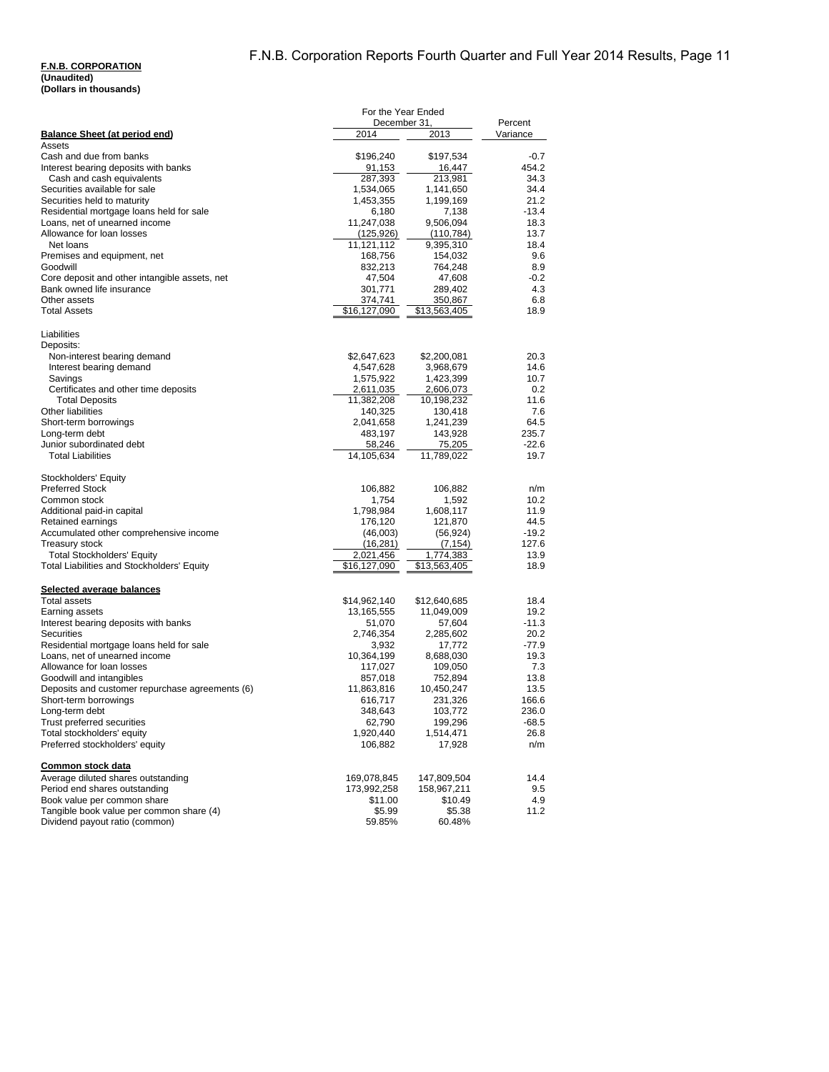**F.N.B. CORPORATION**
**(Unaudited)**
**(Dollars in thousands)**

| | For the Year Ended December 31, | | Percent |
|---|---|---|---|
| **Balance Sheet (at period end)** | 2014 | 2013 | Variance |
| Assets | | | |
| Cash and due from banks | $196,240 | $197,534 | -0.7 |
| Interest bearing deposits with banks | 91,153 | 16,447 | 454.2 |
| Cash and cash equivalents | 287,393 | 213,981 | 34.3 |
| Securities available for sale | 1,534,065 | 1,141,650 | 34.4 |
| Securities held to maturity | 1,453,355 | 1,199,169 | 21.2 |
| Residential mortgage loans held for sale | 6,180 | 7,138 | -13.4 |
| Loans, net of unearned income | 11,247,038 | 9,506,094 | 18.3 |
| Allowance for loan losses | (125,926) | (110,784) | 13.7 |
| Net loans | 11,121,112 | 9,395,310 | 18.4 |
| Premises and equipment, net | 168,756 | 154,032 | 9.6 |
| Goodwill | 832,213 | 764,248 | 8.9 |
| Core deposit and other intangible assets, net | 47,504 | 47,608 | -0.2 |
| Bank owned life insurance | 301,771 | 289,402 | 4.3 |
| Other assets | 374,741 | 350,867 | 6.8 |
| Total Assets | $16,127,090 | $13,563,405 | 18.9 |
| | | | |
| Liabilities | | | |
| Deposits: | | | |
| Non-interest bearing demand | $2,647,623 | $2,200,081 | 20.3 |
| Interest bearing demand | 4,547,628 | 3,968,679 | 14.6 |
| Savings | 1,575,922 | 1,423,399 | 10.7 |
| Certificates and other time deposits | 2,611,035 | 2,606,073 | 0.2 |
| Total Deposits | 11,382,208 | 10,198,232 | 11.6 |
| Other liabilities | 140,325 | 130,418 | 7.6 |
| Short-term borrowings | 2,041,658 | 1,241,239 | 64.5 |
| Long-term debt | 483,197 | 143,928 | 235.7 |
| Junior subordinated debt | 58,246 | 75,205 | -22.6 |
| Total Liabilities | 14,105,634 | 11,789,022 | 19.7 |
| | | | |
| Stockholders' Equity | | | |
| Preferred Stock | 106,882 | 106,882 | n/m |
| Common stock | 1,754 | 1,592 | 10.2 |
| Additional paid-in capital | 1,798,984 | 1,608,117 | 11.9 |
| Retained earnings | 176,120 | 121,870 | 44.5 |
| Accumulated other comprehensive income | (46,003) | (56,924) | -19.2 |
| Treasury stock | (16,281) | (7,154) | 127.6 |
| Total Stockholders' Equity | 2,021,456 | 1,774,383 | 13.9 |
| Total Liabilities and Stockholders' Equity | $16,127,090 | $13,563,405 | 18.9 |
| | | | |
| **Selected average balances** | | | |
| Total assets | $14,962,140 | $12,640,685 | 18.4 |
| Earning assets | 13,165,555 | 11,049,009 | 19.2 |
| Interest bearing deposits with banks | 51,070 | 57,604 | -11.3 |
| Securities | 2,746,354 | 2,285,602 | 20.2 |
| Residential mortgage loans held for sale | 3,932 | 17,772 | -77.9 |
| Loans, net of unearned income | 10,364,199 | 8,688,030 | 19.3 |
| Allowance for loan losses | 117,027 | 109,050 | 7.3 |
| Goodwill and intangibles | 857,018 | 752,894 | 13.8 |
| Deposits and customer repurchase agreements (6) | 11,863,816 | 10,450,247 | 13.5 |
| Short-term borrowings | 616,717 | 231,326 | 166.6 |
| Long-term debt | 348,643 | 103,772 | 236.0 |
| Trust preferred securities | 62,790 | 199,296 | -68.5 |
| Total stockholders' equity | 1,920,440 | 1,514,471 | 26.8 |
| Preferred stockholders' equity | 106,882 | 17,928 | n/m |
| | | | |
| **Common stock data** | | | |
| Average diluted shares outstanding | 169,078,845 | 147,809,504 | 14.4 |
| Period end shares outstanding | 173,992,258 | 158,967,211 | 9.5 |
| Book value per common share | $11.00 | $10.49 | 4.9 |
| Tangible book value per common share (4) | $5.99 | $5.38 | 11.2 |
| Dividend payout ratio (common) | 59.85% | 60.48% | |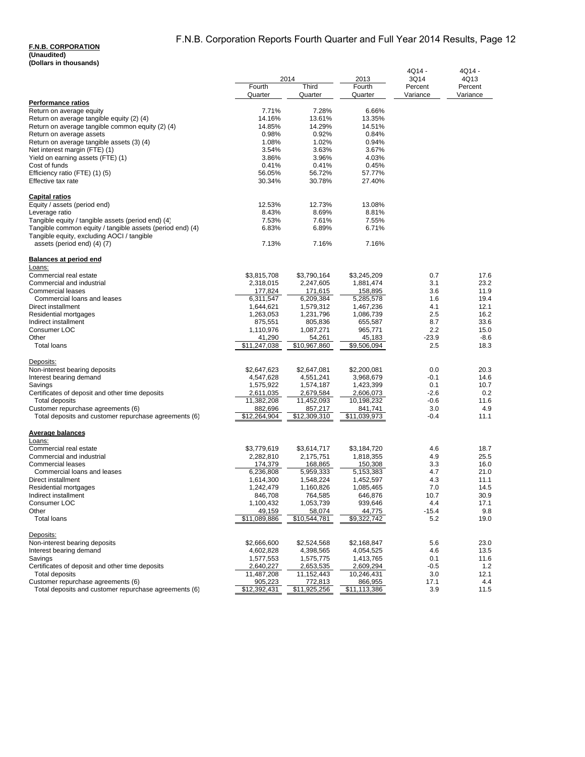**F.N.B. CORPORATION**
**(Unaudited)**
**(Dollars in thousands)**

| | 2014 | | 2013 | 4Q14 - 3Q14 | 4Q14 - 4Q13 |
|---|---|---|---|---|---|
| | Fourth Quarter | Third Quarter | Fourth Quarter | Percent Variance | Percent Variance |
| **Performance ratios** | | | | | |
| Return on average equity | 7.71% | 7.28% | 6.66% | | |
| Return on average tangible equity (2) (4) | 14.16% | 13.61% | 13.35% | | |
| Return on average tangible common equity (2) (4) | 14.85% | 14.29% | 14.51% | | |
| Return on average assets | 0.98% | 0.92% | 0.84% | | |
| Return on average tangible assets (3) (4) | 1.08% | 1.02% | 0.94% | | |
| Net interest margin (FTE) (1) | 3.54% | 3.63% | 3.67% | | |
| Yield on earning assets (FTE) (1) | 3.86% | 3.96% | 4.03% | | |
| Cost of funds | 0.41% | 0.41% | 0.45% | | |
| Efficiency ratio (FTE) (1) (5) | 56.05% | 56.72% | 57.77% | | |
| Effective tax rate | 30.34% | 30.78% | 27.40% | | |
| **Capital ratios** | | | | | |
| Equity / assets (period end) | 12.53% | 12.73% | 13.08% | | |
| Leverage ratio | 8.43% | 8.69% | 8.81% | | |
| Tangible equity / tangible assets (period end) (4) | 7.53% | 7.61% | 7.55% | | |
| Tangible common equity / tangible assets (period end) (4) | 6.83% | 6.89% | 6.71% | | |
| Tangible equity, excluding AOCI / tangible assets (period end) (4) (7) | 7.13% | 7.16% | 7.16% | | |
| **Balances at period end** | | | | | |
| Loans: | | | | | |
| Commercial real estate | $3,815,708 | $3,790,164 | $3,245,209 | 0.7 | 17.6 |
| Commercial and industrial | 2,318,015 | 2,247,605 | 1,881,474 | 3.1 | 23.2 |
| Commercial leases | 177,824 | 171,615 | 158,895 | 3.6 | 11.9 |
| Commercial loans and leases | 6,311,547 | 6,209,384 | 5,285,578 | 1.6 | 19.4 |
| Direct installment | 1,644,621 | 1,579,312 | 1,467,236 | 4.1 | 12.1 |
| Residential mortgages | 1,263,053 | 1,231,796 | 1,086,739 | 2.5 | 16.2 |
| Indirect installment | 875,551 | 805,836 | 655,587 | 8.7 | 33.6 |
| Consumer LOC | 1,110,976 | 1,087,271 | 965,771 | 2.2 | 15.0 |
| Other | 41,290 | 54,261 | 45,183 | -23.9 | -8.6 |
| Total loans | $11,247,038 | $10,967,860 | $9,506,094 | 2.5 | 18.3 |
| Deposits: | | | | | |
| Non-interest bearing deposits | $2,647,623 | $2,647,081 | $2,200,081 | 0.0 | 20.3 |
| Interest bearing demand | 4,547,628 | 4,551,241 | 3,968,679 | -0.1 | 14.6 |
| Savings | 1,575,922 | 1,574,187 | 1,423,399 | 0.1 | 10.7 |
| Certificates of deposit and other time deposits | 2,611,035 | 2,679,584 | 2,606,073 | -2.6 | 0.2 |
| Total deposits | 11,382,208 | 11,452,093 | 10,198,232 | -0.6 | 11.6 |
| Customer repurchase agreements (6) | 882,696 | 857,217 | 841,741 | 3.0 | 4.9 |
| Total deposits and customer repurchase agreements (6) | $12,264,904 | $12,309,310 | $11,039,973 | -0.4 | 11.1 |
| **Average balances** | | | | | |
| Loans: | | | | | |
| Commercial real estate | $3,779,619 | $3,614,717 | $3,184,720 | 4.6 | 18.7 |
| Commercial and industrial | 2,282,810 | 2,175,751 | 1,818,355 | 4.9 | 25.5 |
| Commercial leases | 174,379 | 168,865 | 150,308 | 3.3 | 16.0 |
| Commercial loans and leases | 6,236,808 | 5,959,333 | 5,153,383 | 4.7 | 21.0 |
| Direct installment | 1,614,300 | 1,548,224 | 1,452,597 | 4.3 | 11.1 |
| Residential mortgages | 1,242,479 | 1,160,826 | 1,085,465 | 7.0 | 14.5 |
| Indirect installment | 846,708 | 764,585 | 646,876 | 10.7 | 30.9 |
| Consumer LOC | 1,100,432 | 1,053,739 | 939,646 | 4.4 | 17.1 |
| Other | 49,159 | 58,074 | 44,775 | -15.4 | 9.8 |
| Total loans | $11,089,886 | $10,544,781 | $9,322,742 | 5.2 | 19.0 |
| Deposits: | | | | | |
| Non-interest bearing deposits | $2,666,600 | $2,524,568 | $2,168,847 | 5.6 | 23.0 |
| Interest bearing demand | 4,602,828 | 4,398,565 | 4,054,525 | 4.6 | 13.5 |
| Savings | 1,577,553 | 1,575,775 | 1,413,765 | 0.1 | 11.6 |
| Certificates of deposit and other time deposits | 2,640,227 | 2,653,535 | 2,609,294 | -0.5 | 1.2 |
| Total deposits | 11,487,208 | 11,152,443 | 10,246,431 | 3.0 | 12.1 |
| Customer repurchase agreements (6) | 905,223 | 772,813 | 866,955 | 17.1 | 4.4 |
| Total deposits and customer repurchase agreements (6) | $12,392,431 | $11,925,256 | $11,113,386 | 3.9 | 11.5 |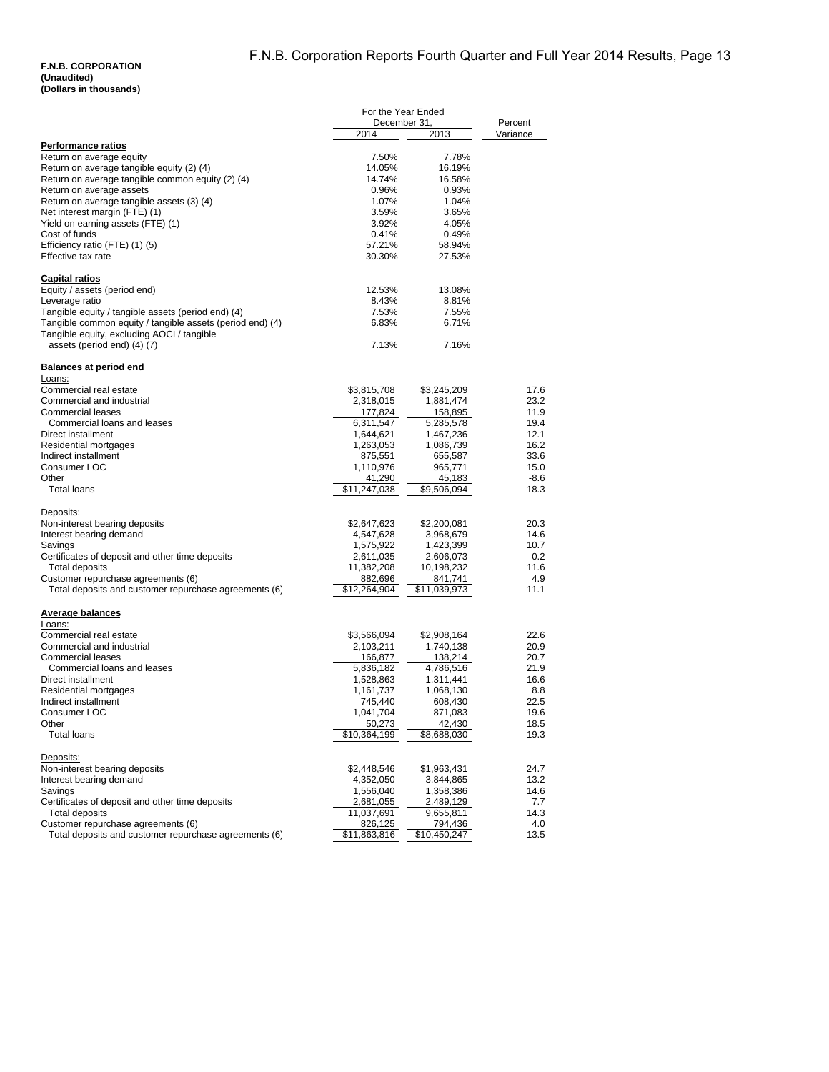**F.N.B. CORPORATION**
**(Unaudited)**
**(Dollars in thousands)**

| | For the Year Ended December 31, | | Percent |
|---|---|---|---|
| | 2014 | 2013 | Variance |
| **Performance ratios** | | | |
| Return on average equity | 7.50% | 7.78% | |
| Return on average tangible equity (2) (4) | 14.05% | 16.19% | |
| Return on average tangible common equity (2) (4) | 14.74% | 16.58% | |
| Return on average assets | 0.96% | 0.93% | |
| Return on average tangible assets (3) (4) | 1.07% | 1.04% | |
| Net interest margin (FTE) (1) | 3.59% | 3.65% | |
| Yield on earning assets (FTE) (1) | 3.92% | 4.05% | |
| Cost of funds | 0.41% | 0.49% | |
| Efficiency ratio (FTE) (1) (5) | 57.21% | 58.94% | |
| Effective tax rate | 30.30% | 27.53% | |
| | | | |
| **Capital ratios** | | | |
| Equity / assets (period end) | 12.53% | 13.08% | |
| Leverage ratio | 8.43% | 8.81% | |
| Tangible equity / tangible assets (period end) (4) | 7.53% | 7.55% | |
| Tangible common equity / tangible assets (period end) (4) | 6.83% | 6.71% | |
| Tangible equity, excluding AOCI / tangible assets (period end) (4) (7) | 7.13% | 7.16% | |
| | | | |
| **Balances at period end** | | | |
| Loans: | | | |
| Commercial real estate | $3,815,708 | $3,245,209 | 17.6 |
| Commercial and industrial | 2,318,015 | 1,881,474 | 23.2 |
| Commercial leases | 177,824 | 158,895 | 11.9 |
| Commercial loans and leases | 6,311,547 | 5,285,578 | 19.4 |
| Direct installment | 1,644,621 | 1,467,236 | 12.1 |
| Residential mortgages | 1,263,053 | 1,086,739 | 16.2 |
| Indirect installment | 875,551 | 655,587 | 33.6 |
| Consumer LOC | 1,110,976 | 965,771 | 15.0 |
| Other | 41,290 | 45,183 | -8.6 |
| Total loans | $11,247,038 | $9,506,094 | 18.3 |
| | | | |
| Deposits: | | | |
| Non-interest bearing deposits | $2,647,623 | $2,200,081 | 20.3 |
| Interest bearing demand | 4,547,628 | 3,968,679 | 14.6 |
| Savings | 1,575,922 | 1,423,399 | 10.7 |
| Certificates of deposit and other time deposits | 2,611,035 | 2,606,073 | 0.2 |
| Total deposits | 11,382,208 | 10,198,232 | 11.6 |
| Customer repurchase agreements (6) | 882,696 | 841,741 | 4.9 |
| Total deposits and customer repurchase agreements (6) | $12,264,904 | $11,039,973 | 11.1 |
| | | | |
| **Average balances** | | | |
| Loans: | | | |
| Commercial real estate | $3,566,094 | $2,908,164 | 22.6 |
| Commercial and industrial | 2,103,211 | 1,740,138 | 20.9 |
| Commercial leases | 166,877 | 138,214 | 20.7 |
| Commercial loans and leases | 5,836,182 | 4,786,516 | 21.9 |
| Direct installment | 1,528,863 | 1,311,441 | 16.6 |
| Residential mortgages | 1,161,737 | 1,068,130 | 8.8 |
| Indirect installment | 745,440 | 608,430 | 22.5 |
| Consumer LOC | 1,041,704 | 871,083 | 19.6 |
| Other | 50,273 | 42,430 | 18.5 |
| Total loans | $10,364,199 | $8,688,030 | 19.3 |
| | | | |
| Deposits: | | | |
| Non-interest bearing deposits | $2,448,546 | $1,963,431 | 24.7 |
| Interest bearing demand | 4,352,050 | 3,844,865 | 13.2 |
| Savings | 1,556,040 | 1,358,386 | 14.6 |
| Certificates of deposit and other time deposits | 2,681,055 | 2,489,129 | 7.7 |
| Total deposits | 11,037,691 | 9,655,811 | 14.3 |
| Customer repurchase agreements (6) | 826,125 | 794,436 | 4.0 |
| Total deposits and customer repurchase agreements (6) | $11,863,816 | $10,450,247 | 13.5 |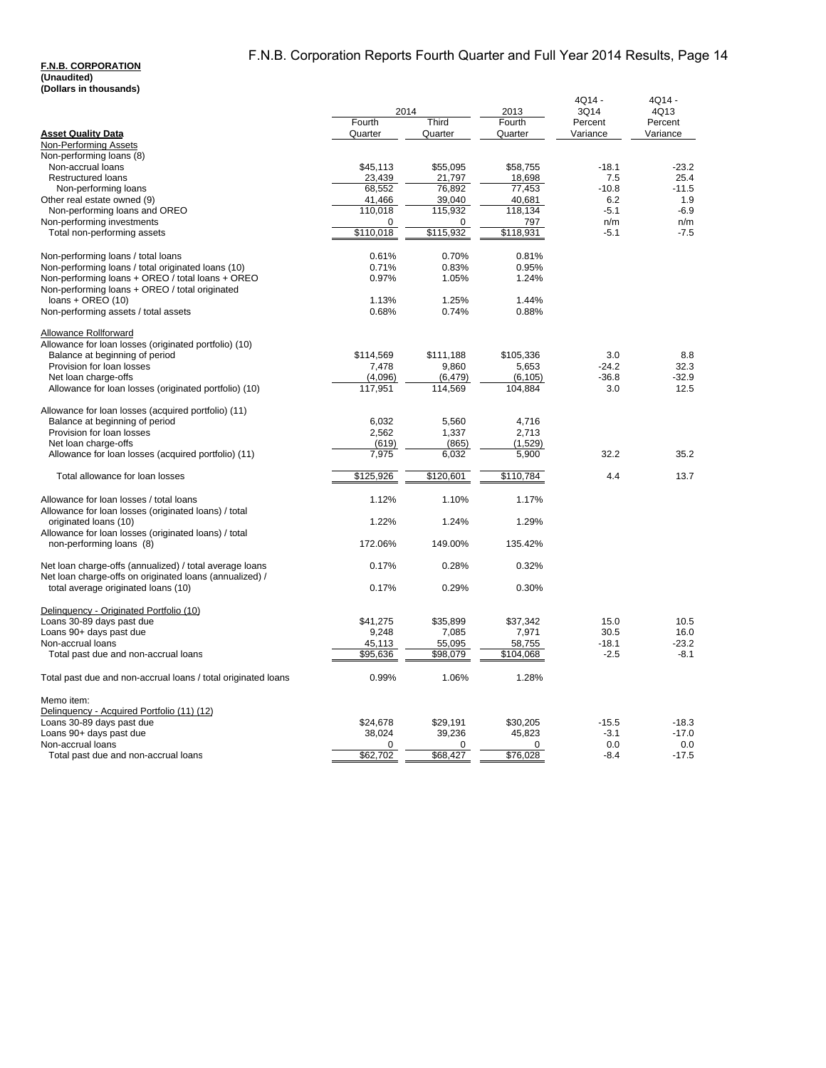**F.N.B. CORPORATION**
**(Unaudited)**
**(Dollars in thousands)**

| **Asset Quality Data** | 2014 Fourth Quarter | 2014 Third Quarter | 2013 Fourth Quarter | 4Q14 - 3Q14 Percent Variance | 4Q14 - 4Q13 Percent Variance |
|---|---|---|---|---|---|
| Non-Performing Assets | | | | | |
| Non-performing loans (8) | | | | | |
| Non-accrual loans | $45,113 | $55,095 | $58,755 | -18.1 | -23.2 |
| Restructured loans | 23,439 | 21,797 | 18,698 | 7.5 | 25.4 |
| Non-performing loans | 68,552 | 76,892 | 77,453 | -10.8 | -11.5 |
| Other real estate owned (9) | 41,466 | 39,040 | 40,681 | 6.2 | 1.9 |
| Non-performing loans and OREO | 110,018 | 115,932 | 118,134 | -5.1 | -6.9 |
| Non-performing investments | 0 | 0 | 797 | n/m | n/m |
| Total non-performing assets | $110,018 | $115,932 | $118,931 | -5.1 | -7.5 |
| | | | | | |
| Non-performing loans / total loans | 0.61% | 0.70% | 0.81% | | |
| Non-performing loans / total originated loans (10) | 0.71% | 0.83% | 0.95% | | |
| Non-performing loans + OREO / total loans + OREO | 0.97% | 1.05% | 1.24% | | |
| Non-performing loans + OREO / total originated loans + OREO (10) | 1.13% | 1.25% | 1.44% | | |
| Non-performing assets / total assets | 0.68% | 0.74% | 0.88% | | |
| | | | | | |
| Allowance Rollforward | | | | | |
| Allowance for loan losses (originated portfolio) (10) | | | | | |
| Balance at beginning of period | $114,569 | $111,188 | $105,336 | 3.0 | 8.8 |
| Provision for loan losses | 7,478 | 9,860 | 5,653 | -24.2 | 32.3 |
| Net loan charge-offs | (4,096) | (6,479) | (6,105) | -36.8 | -32.9 |
| Allowance for loan losses (originated portfolio) (10) | 117,951 | 114,569 | 104,884 | 3.0 | 12.5 |
| | | | | | |
| Allowance for loan losses (acquired portfolio) (11) | | | | | |
| Balance at beginning of period | 6,032 | 5,560 | 4,716 | | |
| Provision for loan losses | 2,562 | 1,337 | 2,713 | | |
| Net loan charge-offs | (619) | (865) | (1,529) | | |
| Allowance for loan losses (acquired portfolio) (11) | 7,975 | 6,032 | 5,900 | 32.2 | 35.2 |
| | | | | | |
| Total allowance for loan losses | $125,926 | $120,601 | $110,784 | 4.4 | 13.7 |
| | | | | | |
| Allowance for loan losses / total loans | 1.12% | 1.10% | 1.17% | | |
| Allowance for loan losses (originated loans) / total originated loans (10) | 1.22% | 1.24% | 1.29% | | |
| Allowance for loan losses (originated loans) / total non-performing loans (8) | 172.06% | 149.00% | 135.42% | | |
| | | | | | |
| Net loan charge-offs (annualized) / total average loans | 0.17% | 0.28% | 0.32% | | |
| Net loan charge-offs on originated loans (annualized) / total average originated loans (10) | 0.17% | 0.29% | 0.30% | | |
| | | | | | |
| Delinquency - Originated Portfolio (10) | | | | | |
| Loans 30-89 days past due | $41,275 | $35,899 | $37,342 | 15.0 | 10.5 |
| Loans 90+ days past due | 9,248 | 7,085 | 7,971 | 30.5 | 16.0 |
| Non-accrual loans | 45,113 | 55,095 | 58,755 | -18.1 | -23.2 |
| Total past due and non-accrual loans | $95,636 | $98,079 | $104,068 | -2.5 | -8.1 |
| | | | | | |
| Total past due and non-accrual loans / total originated loans | 0.99% | 1.06% | 1.28% | | |
| | | | | | |
| Memo item: | | | | | |
| Delinquency - Acquired Portfolio (11) (12) | | | | | |
| Loans 30-89 days past due | $24,678 | $29,191 | $30,205 | -15.5 | -18.3 |
| Loans 90+ days past due | 38,024 | 39,236 | 45,823 | -3.1 | -17.0 |
| Non-accrual loans | 0 | 0 | 0 | 0.0 | 0.0 |
| Total past due and non-accrual loans | $62,702 | $68,427 | $76,028 | -8.4 | -17.5 |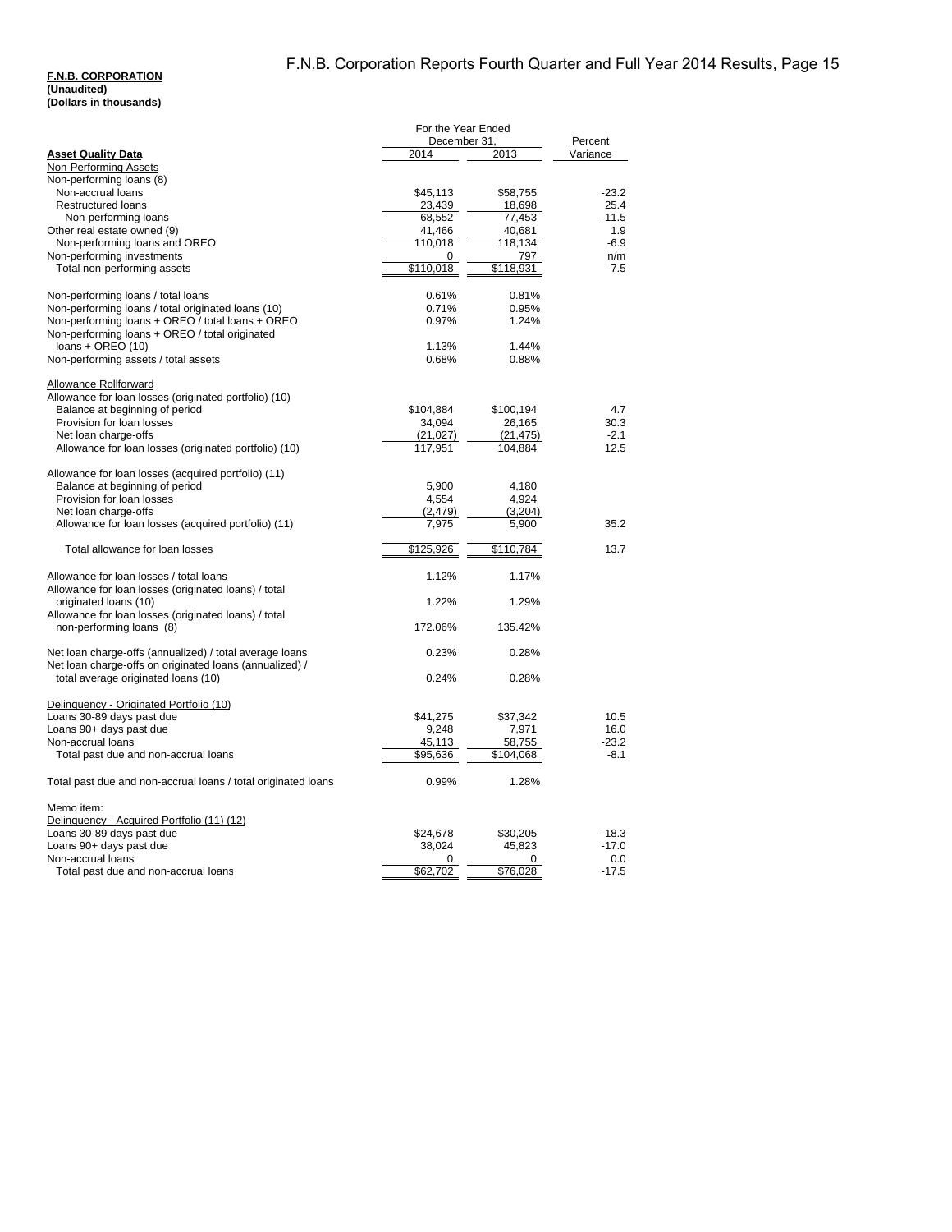**F.N.B. CORPORATION**
**(Unaudited)**
**(Dollars in thousands)**

| **Asset Quality Data** | For the Year Ended December 31, 2014 | 2013 | Percent Variance |
|---|---|---|---|
| Non-Performing Assets | | | |
| Non-performing loans (8) | | | |
| Non-accrual loans | $45,113 | $58,755 | -23.2 |
| Restructured loans | 23,439 | 18,698 | 25.4 |
| Non-performing loans | 68,552 | 77,453 | -11.5 |
| Other real estate owned (9) | 41,466 | 40,681 | 1.9 |
| Non-performing loans and OREO | 110,018 | 118,134 | -6.9 |
| Non-performing investments | 0 | 797 | n/m |
| Total non-performing assets | $110,018 | $118,931 | -7.5 |
| | | | |
| Non-performing loans / total loans | 0.61% | 0.81% | |
| Non-performing loans / total originated loans (10) | 0.71% | 0.95% | |
| Non-performing loans + OREO / total loans + OREO | 0.97% | 1.24% | |
| Non-performing loans + OREO / total originated loans + OREO (10) | 1.13% | 1.44% | |
| Non-performing assets / total assets | 0.68% | 0.88% | |
| | | | |
| Allowance Rollforward | | | |
| Allowance for loan losses (originated portfolio) (10) | | | |
| Balance at beginning of period | $104,884 | $100,194 | 4.7 |
| Provision for loan losses | 34,094 | 26,165 | 30.3 |
| Net loan charge-offs | (21,027) | (21,475) | -2.1 |
| Allowance for loan losses (originated portfolio) (10) | 117,951 | 104,884 | 12.5 |
| | | | |
| Allowance for loan losses (acquired portfolio) (11) | | | |
| Balance at beginning of period | 5,900 | 4,180 | |
| Provision for loan losses | 4,554 | 4,924 | |
| Net loan charge-offs | (2,479) | (3,204) | |
| Allowance for loan losses (acquired portfolio) (11) | 7,975 | 5,900 | 35.2 |
| | | | |
| Total allowance for loan losses | $125,926 | $110,784 | 13.7 |
| | | | |
| Allowance for loan losses / total loans | 1.12% | 1.17% | |
| Allowance for loan losses (originated loans) / total originated loans (10) | 1.22% | 1.29% | |
| Allowance for loan losses (originated loans) / total non-performing loans (8) | 172.06% | 135.42% | |
| | | | |
| Net loan charge-offs (annualized) / total average loans | 0.23% | 0.28% | |
| Net loan charge-offs on originated loans (annualized) / total average originated loans (10) | 0.24% | 0.28% | |
| | | | |
| Delinquency - Originated Portfolio (10) | | | |
| Loans 30-89 days past due | $41,275 | $37,342 | 10.5 |
| Loans 90+ days past due | 9,248 | 7,971 | 16.0 |
| Non-accrual loans | 45,113 | 58,755 | -23.2 |
| Total past due and non-accrual loans | $95,636 | $104,068 | -8.1 |
| | | | |
| Total past due and non-accrual loans / total originated loans | 0.99% | 1.28% | |
| | | | |
| Memo item: | | | |
| Delinquency - Acquired Portfolio (11) (12) | | | |
| Loans 30-89 days past due | $24,678 | $30,205 | -18.3 |
| Loans 90+ days past due | 38,024 | 45,823 | -17.0 |
| Non-accrual loans | 0 | 0 | 0.0 |
| Total past due and non-accrual loans | $62,702 | $76,028 | -17.5 |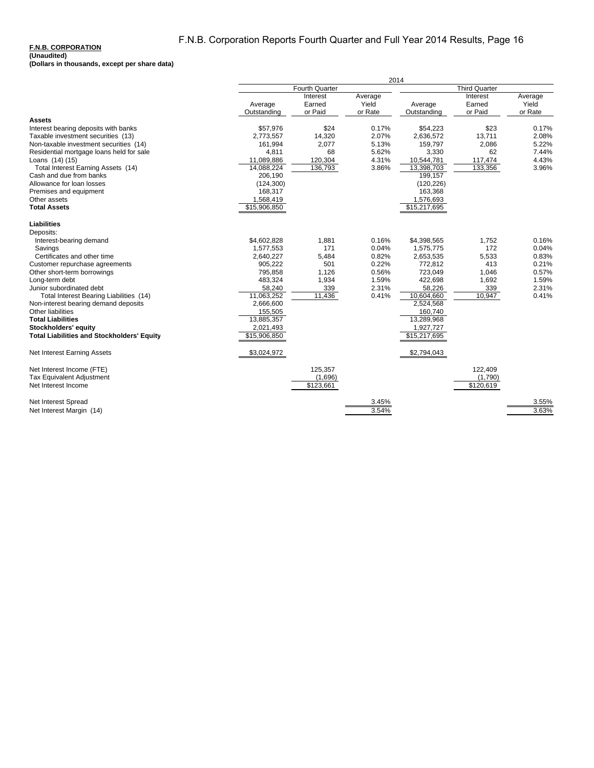**F.N.B. CORPORATION**
**(Unaudited)**
**(Dollars in thousands, except per share data)**

| | 2014 | | | | | |
|---|---|---|---|---|---|---|
| | Fourth Quarter | | | Third Quarter | | |
| | Average Outstanding | Interest Earned or Paid | Average Yield or Rate | Average Outstanding | Interest Earned or Paid | Average Yield or Rate |
| **Assets** | | | | | | |
| Interest bearing deposits with banks | $57,976 | $24 | 0.17% | $54,223 | $23 | 0.17% |
| Taxable investment securities (13) | 2,773,557 | 14,320 | 2.07% | 2,636,572 | 13,711 | 2.08% |
| Non-taxable investment securities (14) | 161,994 | 2,077 | 5.13% | 159,797 | 2,086 | 5.22% |
| Residential mortgage loans held for sale | 4,811 | 68 | 5.62% | 3,330 | 62 | 7.44% |
| Loans (14) (15) | 11,089,886 | 120,304 | 4.31% | 10,544,781 | 117,474 | 4.43% |
| Total Interest Earning Assets (14) | 14,088,224 | 136,793 | 3.86% | 13,398,703 | 133,356 | 3.96% |
| Cash and due from banks | 206,190 | | | 199,157 | | |
| Allowance for loan losses | (124,300) | | | (120,226) | | |
| Premises and equipment | 168,317 | | | 163,368 | | |
| Other assets | 1,568,419 | | | 1,576,693 | | |
| **Total Assets** | $15,906,850 | | | $15,217,695 | | |
| **Liabilities** | | | | | | |
| Deposits: | | | | | | |
| Interest-bearing demand | $4,602,828 | 1,881 | 0.16% | $4,398,565 | 1,752 | 0.16% |
| Savings | 1,577,553 | 171 | 0.04% | 1,575,775 | 172 | 0.04% |
| Certificates and other time | 2,640,227 | 5,484 | 0.82% | 2,653,535 | 5,533 | 0.83% |
| Customer repurchase agreements | 905,222 | 501 | 0.22% | 772,812 | 413 | 0.21% |
| Other short-term borrowings | 795,858 | 1,126 | 0.56% | 723,049 | 1,046 | 0.57% |
| Long-term debt | 483,324 | 1,934 | 1.59% | 422,698 | 1,692 | 1.59% |
| Junior subordinated debt | 58,240 | 339 | 2.31% | 58,226 | 339 | 2.31% |
| Total Interest Bearing Liabilities (14) | 11,063,252 | 11,436 | 0.41% | 10,604,660 | 10,947 | 0.41% |
| Non-interest bearing demand deposits | 2,666,600 | | | 2,524,568 | | |
| Other liabilities | 155,505 | | | 160,740 | | |
| **Total Liabilities** | 13,885,357 | | | 13,289,968 | | |
| **Stockholders' equity** | 2,021,493 | | | 1,927,727 | | |
| **Total Liabilities and Stockholders' Equity** | $15,906,850 | | | $15,217,695 | | |
| Net Interest Earning Assets | $3,024,972 | | | $2,794,043 | | |
| Net Interest Income (FTE) | | 125,357 | | | 122,409 | |
| Tax Equivalent Adjustment | | (1,696) | | | (1,790) | |
| Net Interest Income | | $123,661 | | | $120,619 | |
| Net Interest Spread | | | 3.45% | | | 3.55% |
| Net Interest Margin (14) | | | 3.54% | | | 3.63% |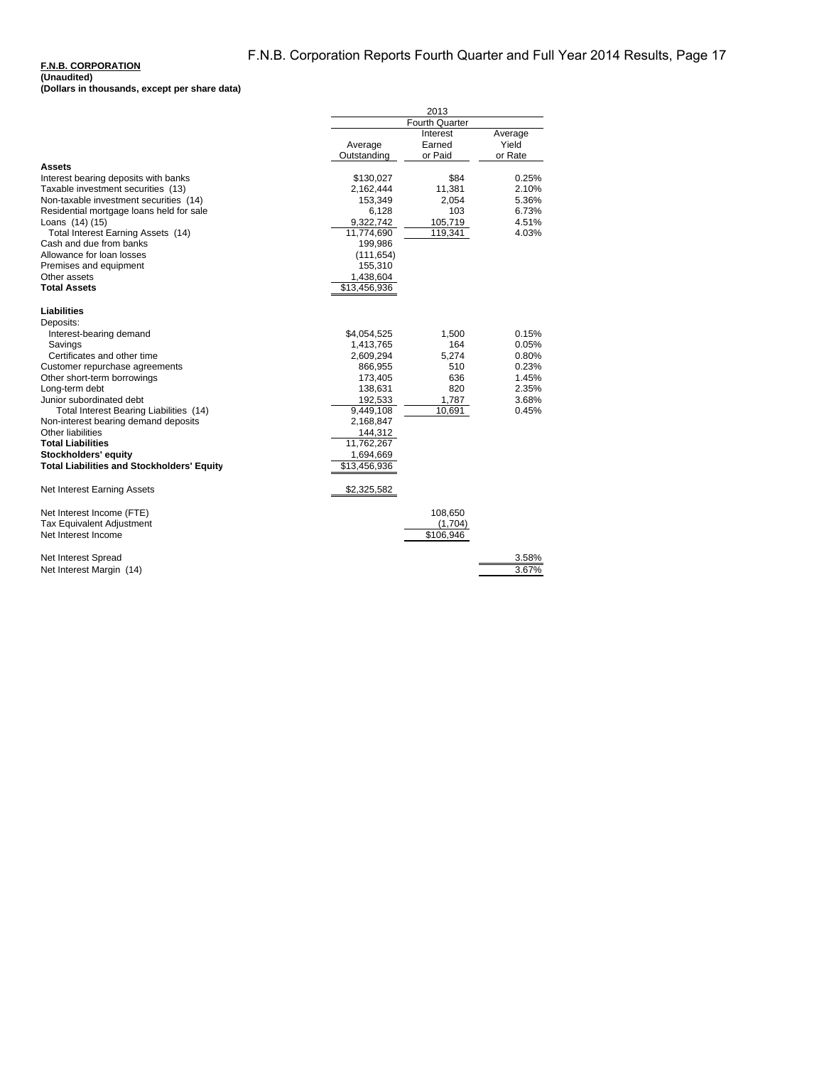**F.N.B. CORPORATION**
**(Unaudited)**
**(Dollars in thousands, except per share data)**

| | 2013 | | |
|---|---|---|---|
| | Fourth Quarter | | |
| | Average Outstanding | Interest Earned or Paid | Average Yield or Rate |
| **Assets** | | | |
| Interest bearing deposits with banks | $130,027 | $84 | 0.25% |
| Taxable investment securities (13) | 2,162,444 | 11,381 | 2.10% |
| Non-taxable investment securities (14) | 153,349 | 2,054 | 5.36% |
| Residential mortgage loans held for sale | 6,128 | 103 | 6.73% |
| Loans (14) (15) | 9,322,742 | 105,719 | 4.51% |
| Total Interest Earning Assets (14) | 11,774,690 | 119,341 | 4.03% |
| Cash and due from banks | 199,986 | | |
| Allowance for loan losses | (111,654) | | |
| Premises and equipment | 155,310 | | |
| Other assets | 1,438,604 | | |
| **Total Assets** | $13,456,936 | | |
| **Liabilities** | | | |
| Deposits: | | | |
| Interest-bearing demand | $4,054,525 | 1,500 | 0.15% |
| Savings | 1,413,765 | 164 | 0.05% |
| Certificates and other time | 2,609,294 | 5,274 | 0.80% |
| Customer repurchase agreements | 866,955 | 510 | 0.23% |
| Other short-term borrowings | 173,405 | 636 | 1.45% |
| Long-term debt | 138,631 | 820 | 2.35% |
| Junior subordinated debt | 192,533 | 1,787 | 3.68% |
| Total Interest Bearing Liabilities (14) | 9,449,108 | 10,691 | 0.45% |
| Non-interest bearing demand deposits | 2,168,847 | | |
| Other liabilities | 144,312 | | |
| **Total Liabilities** | 11,762,267 | | |
| **Stockholders' equity** | 1,694,669 | | |
| **Total Liabilities and Stockholders' Equity** | $13,456,936 | | |
| Net Interest Earning Assets | $2,325,582 | | |
| Net Interest Income (FTE) | | 108,650 | |
| Tax Equivalent Adjustment | | (1,704) | |
| Net Interest Income | | $106,946 | |
| Net Interest Spread | | | 3.58% |
| Net Interest Margin (14) | | | 3.67% |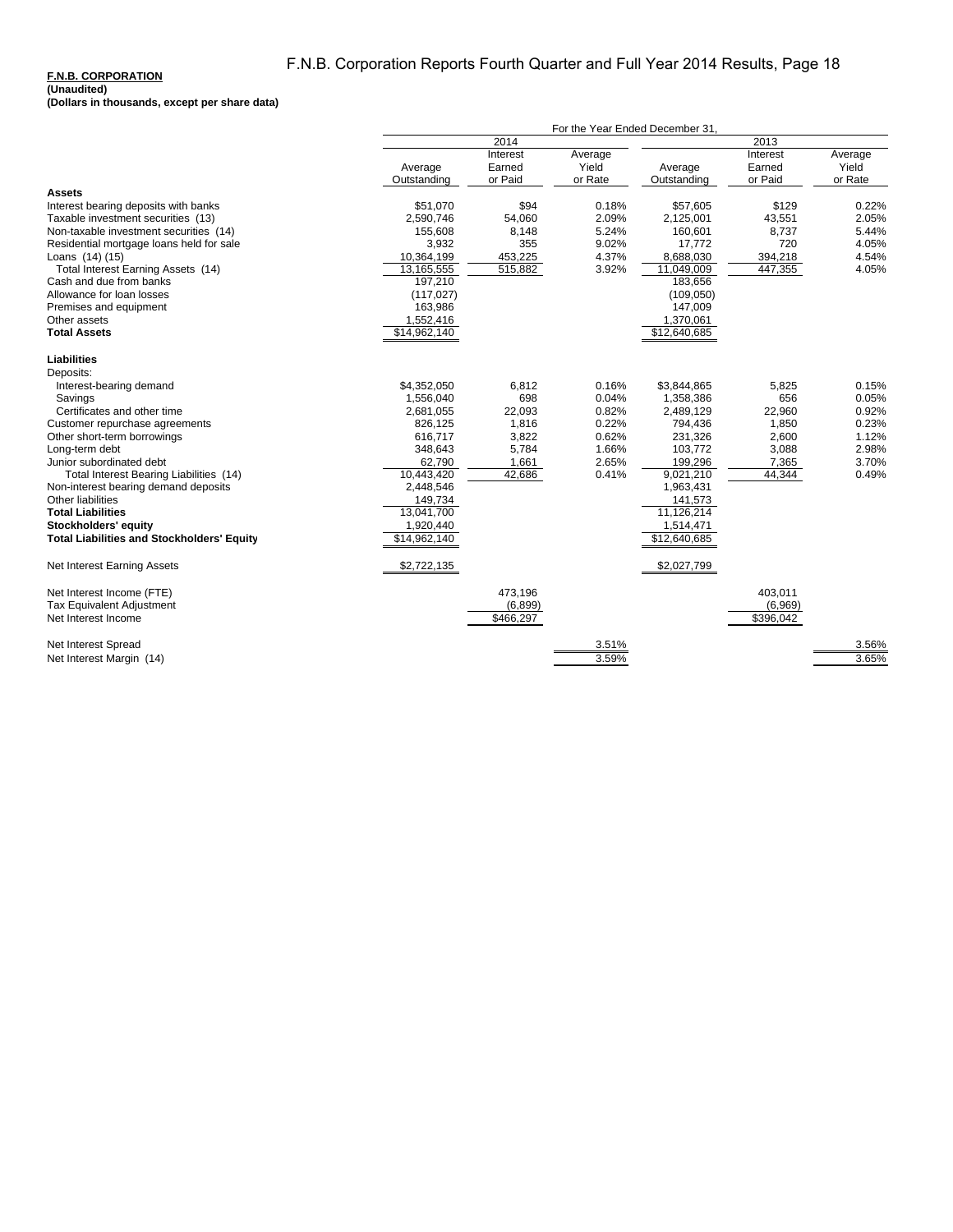**F.N.B. CORPORATION**
**(Unaudited)**
**(Dollars in thousands, except per share data)**

| | For the Year Ended December 31, | | | | | |
|---|---|---|---|---|---|---|
| | 2014 | | | 2013 | | |
| | Average Outstanding | Interest Earned or Paid | Average Yield or Rate | Average Outstanding | Interest Earned or Paid | Average Yield or Rate |
| **Assets** | | | | | | |
| Interest bearing deposits with banks | $51,070 | $94 | 0.18% | $57,605 | $129 | 0.22% |
| Taxable investment securities (13) | 2,590,746 | 54,060 | 2.09% | 2,125,001 | 43,551 | 2.05% |
| Non-taxable investment securities (14) | 155,608 | 8,148 | 5.24% | 160,601 | 8,737 | 5.44% |
| Residential mortgage loans held for sale | 3,932 | 355 | 9.02% | 17,772 | 720 | 4.05% |
| Loans (14) (15) | 10,364,199 | 453,225 | 4.37% | 8,688,030 | 394,218 | 4.54% |
| Total Interest Earning Assets (14) | 13,165,555 | 515,882 | 3.92% | 11,049,009 | 447,355 | 4.05% |
| Cash and due from banks | 197,210 | | | 183,656 | | |
| Allowance for loan losses | (117,027) | | | (109,050) | | |
| Premises and equipment | 163,986 | | | 147,009 | | |
| Other assets | 1,552,416 | | | 1,370,061 | | |
| **Total Assets** | $14,962,140 | | | $12,640,685 | | |
| **Liabilities** | | | | | | |
| Deposits: | | | | | | |
| Interest-bearing demand | $4,352,050 | 6,812 | 0.16% | $3,844,865 | 5,825 | 0.15% |
| Savings | 1,556,040 | 698 | 0.04% | 1,358,386 | 656 | 0.05% |
| Certificates and other time | 2,681,055 | 22,093 | 0.82% | 2,489,129 | 22,960 | 0.92% |
| Customer repurchase agreements | 826,125 | 1,816 | 0.22% | 794,436 | 1,850 | 0.23% |
| Other short-term borrowings | 616,717 | 3,822 | 0.62% | 231,326 | 2,600 | 1.12% |
| Long-term debt | 348,643 | 5,784 | 1.66% | 103,772 | 3,088 | 2.98% |
| Junior subordinated debt | 62,790 | 1,661 | 2.65% | 199,296 | 7,365 | 3.70% |
| Total Interest Bearing Liabilities (14) | 10,443,420 | 42,686 | 0.41% | 9,021,210 | 44,344 | 0.49% |
| Non-interest bearing demand deposits | 2,448,546 | | | 1,963,431 | | |
| Other liabilities | 149,734 | | | 141,573 | | |
| **Total Liabilities** | 13,041,700 | | | 11,126,214 | | |
| **Stockholders' equity** | 1,920,440 | | | 1,514,471 | | |
| **Total Liabilities and Stockholders' Equity** | $14,962,140 | | | $12,640,685 | | |
| Net Interest Earning Assets | $2,722,135 | | | $2,027,799 | | |
| Net Interest Income (FTE) | | 473,196 | | | 403,011 | |
| Tax Equivalent Adjustment | | (6,899) | | | (6,969) | |
| Net Interest Income | | $466,297 | | | $396,042 | |
| Net Interest Spread | | | 3.51% | | | 3.56% |
| Net Interest Margin (14) | | | 3.59% | | | 3.65% |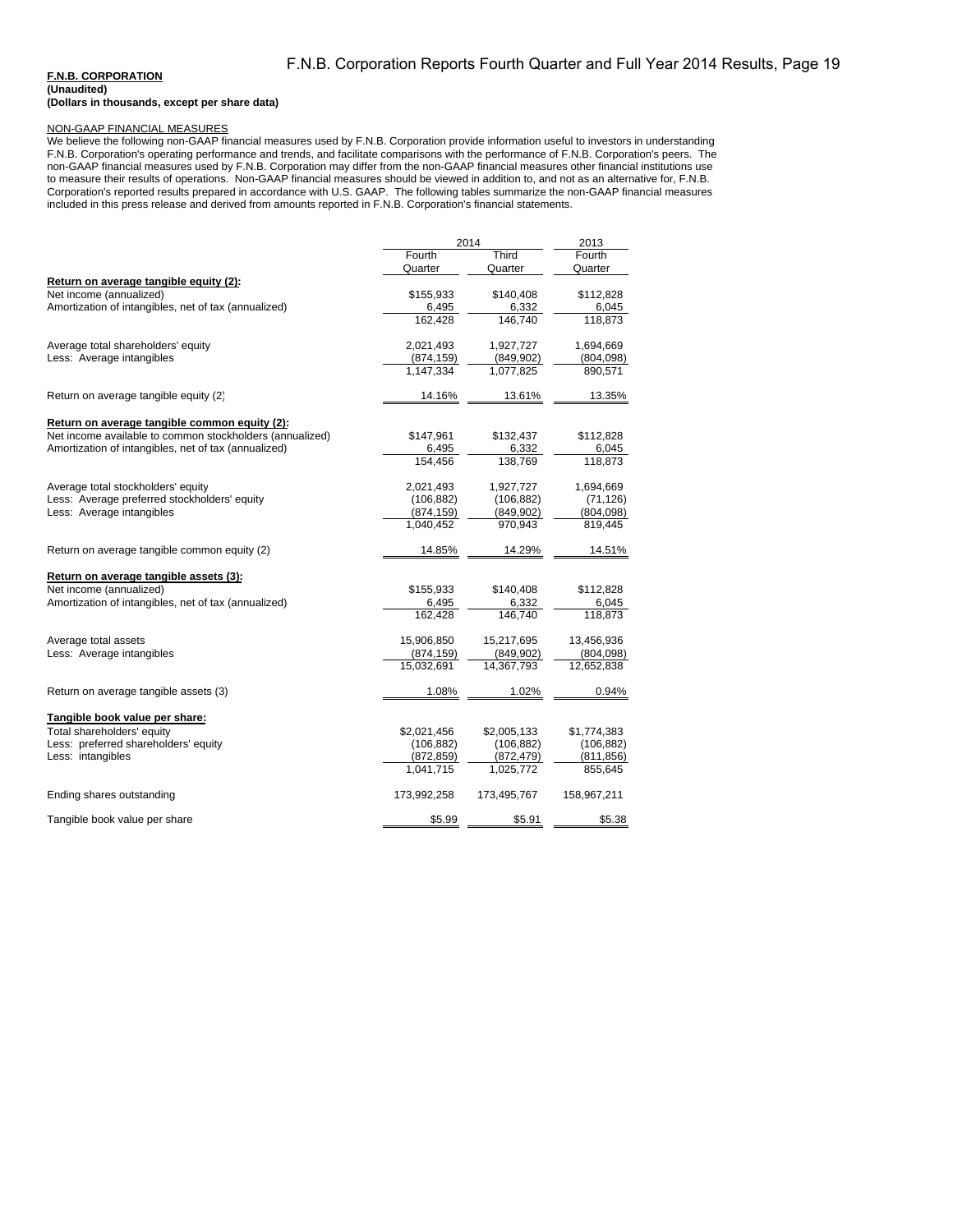**F.N.B. CORPORATION**
**(Unaudited)**
**(Dollars in thousands, except per share data)**

NON-GAAP FINANCIAL MEASURES

We believe the following non-GAAP financial measures used by F.N.B. Corporation provide information useful to investors in understanding F.N.B. Corporation's operating performance and trends, and facilitate comparisons with the performance of F.N.B. Corporation's peers. The non-GAAP financial measures used by F.N.B. Corporation may differ from the non-GAAP financial measures other financial institutions use to measure their results of operations. Non-GAAP financial measures should be viewed in addition to, and not as an alternative for, F.N.B. Corporation's reported results prepared in accordance with U.S. GAAP. The following tables summarize the non-GAAP financial measures included in this press release and derived from amounts reported in F.N.B. Corporation's financial statements.

| | 2014 | | 2013 |
|---|---|---|---|
| | Fourth Quarter | Third Quarter | Fourth Quarter |
| **Return on average tangible equity (2):** | | | |
| Net income (annualized) | $155,933 | $140,408 | $112,828 |
| Amortization of intangibles, net of tax (annualized) | 6,495 | 6,332 | 6,045 |
| | 162,428 | 146,740 | 118,873 |
| Average total shareholders' equity | 2,021,493 | 1,927,727 | 1,694,669 |
| Less: Average intangibles | (874,159) | (849,902) | (804,098) |
| | 1,147,334 | 1,077,825 | 890,571 |
| Return on average tangible equity (2) | 14.16% | 13.61% | 13.35% |
| **Return on average tangible common equity (2):** | | | |
| Net income available to common stockholders (annualized) | $147,961 | $132,437 | $112,828 |
| Amortization of intangibles, net of tax (annualized) | 6,495 | 6,332 | 6,045 |
| | 154,456 | 138,769 | 118,873 |
| Average total stockholders' equity | 2,021,493 | 1,927,727 | 1,694,669 |
| Less: Average preferred stockholders' equity | (106,882) | (106,882) | (71,126) |
| Less: Average intangibles | (874,159) | (849,902) | (804,098) |
| | 1,040,452 | 970,943 | 819,445 |
| Return on average tangible common equity (2) | 14.85% | 14.29% | 14.51% |
| **Return on average tangible assets (3):** | | | |
| Net income (annualized) | $155,933 | $140,408 | $112,828 |
| Amortization of intangibles, net of tax (annualized) | 6,495 | 6,332 | 6,045 |
| | 162,428 | 146,740 | 118,873 |
| Average total assets | 15,906,850 | 15,217,695 | 13,456,936 |
| Less: Average intangibles | (874,159) | (849,902) | (804,098) |
| | 15,032,691 | 14,367,793 | 12,652,838 |
| Return on average tangible assets (3) | 1.08% | 1.02% | 0.94% |
| **Tangible book value per share:** | | | |
| Total shareholders' equity | $2,021,456 | $2,005,133 | $1,774,383 |
| Less: preferred shareholders' equity | (106,882) | (106,882) | (106,882) |
| Less: intangibles | (872,859) | (872,479) | (811,856) |
| | 1,041,715 | 1,025,772 | 855,645 |
| Ending shares outstanding | 173,992,258 | 173,495,767 | 158,967,211 |
| Tangible book value per share | $5.99 | $5.91 | $5.38 |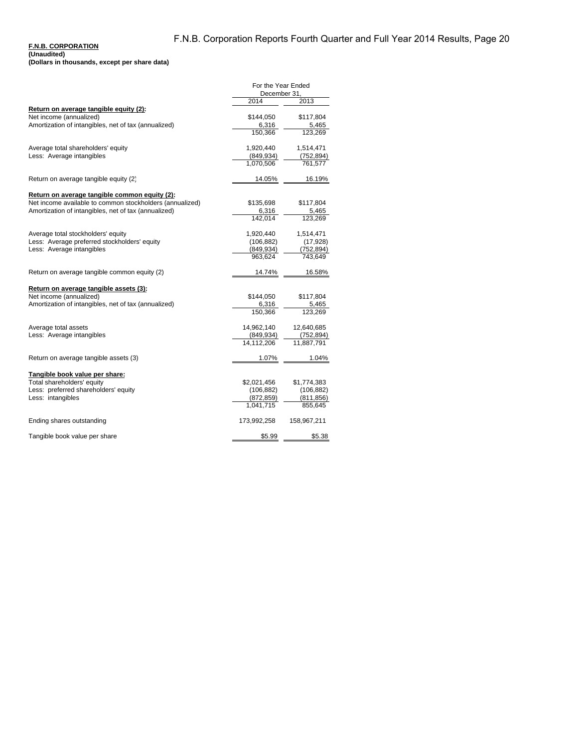**F.N.B. CORPORATION**
**(Unaudited)**
**(Dollars in thousands, except per share data)**

| | For the Year Ended December 31, | |
|---|---|---|
| | 2014 | 2013 |
| **Return on average tangible equity (2):** | | |
| Net income (annualized) | $144,050 | $117,804 |
| Amortization of intangibles, net of tax (annualized) | 6,316 | 5,465 |
| | 150,366 | 123,269 |
| | | |
| Average total shareholders' equity | 1,920,440 | 1,514,471 |
| Less: Average intangibles | (849,934) | (752,894) |
| | 1,070,506 | 761,577 |
| | | |
| Return on average tangible equity (2) | 14.05% | 16.19% |
| | | |
| **Return on average tangible common equity (2):** | | |
| Net income available to common stockholders (annualized) | $135,698 | $117,804 |
| Amortization of intangibles, net of tax (annualized) | 6,316 | 5,465 |
| | 142,014 | 123,269 |
| | | |
| Average total stockholders' equity | 1,920,440 | 1,514,471 |
| Less: Average preferred stockholders' equity | (106,882) | (17,928) |
| Less: Average intangibles | (849,934) | (752,894) |
| | 963,624 | 743,649 |
| | | |
| Return on average tangible common equity (2) | 14.74% | 16.58% |
| | | |
| **Return on average tangible assets (3):** | | |
| Net income (annualized) | $144,050 | $117,804 |
| Amortization of intangibles, net of tax (annualized) | 6,316 | 5,465 |
| | 150,366 | 123,269 |
| | | |
| Average total assets | 14,962,140 | 12,640,685 |
| Less: Average intangibles | (849,934) | (752,894) |
| | 14,112,206 | 11,887,791 |
| | | |
| Return on average tangible assets (3) | 1.07% | 1.04% |
| | | |
| **Tangible book value per share:** | | |
| Total shareholders' equity | $2,021,456 | $1,774,383 |
| Less: preferred shareholders' equity | (106,882) | (106,882) |
| Less: intangibles | (872,859) | (811,856) |
| | 1,041,715 | 855,645 |
| | | |
| Ending shares outstanding | 173,992,258 | 158,967,211 |
| | | |
| Tangible book value per share | $5.99 | $5.38 |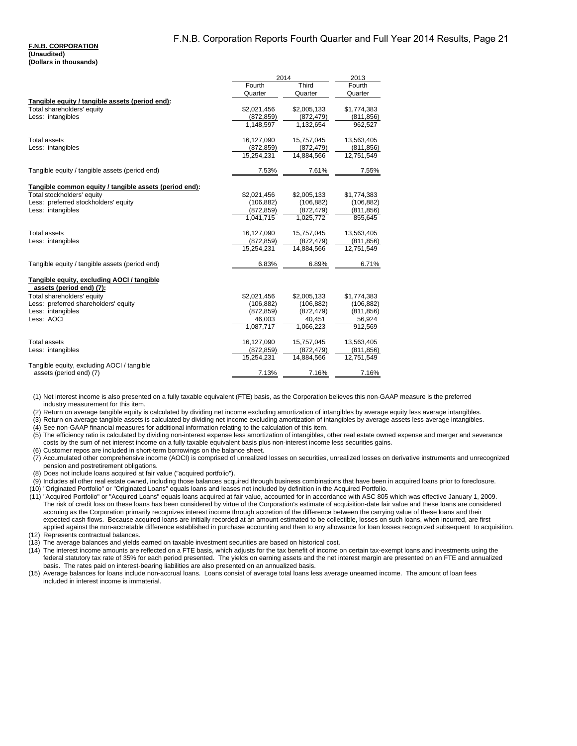**F.N.B. CORPORATION**
**(Unaudited)**
**(Dollars in thousands)**

| | 2014 | | 2013 |
|---|---|---|---|
| | Fourth Quarter | Third Quarter | Fourth Quarter |
| **Tangible equity / tangible assets (period end):** | | | |
| Total shareholders' equity | $2,021,456 | $2,005,133 | $1,774,383 |
| Less: intangibles | (872,859) | (872,479) | (811,856) |
| | 1,148,597 | 1,132,654 | 962,527 |
| Total assets | 16,127,090 | 15,757,045 | 13,563,405 |
| Less: intangibles | (872,859) | (872,479) | (811,856) |
| | 15,254,231 | 14,884,566 | 12,751,549 |
| Tangible equity / tangible assets (period end) | 7.53% | 7.61% | 7.55% |
| **Tangible common equity / tangible assets (period end):** | | | |
| Total stockholders' equity | $2,021,456 | $2,005,133 | $1,774,383 |
| Less: preferred stockholders' equity | (106,882) | (106,882) | (106,882) |
| Less: intangibles | (872,859) | (872,479) | (811,856) |
| | 1,041,715 | 1,025,772 | 855,645 |
| Total assets | 16,127,090 | 15,757,045 | 13,563,405 |
| Less: intangibles | (872,859) | (872,479) | (811,856) |
| | 15,254,231 | 14,884,566 | 12,751,549 |
| Tangible equity / tangible assets (period end) | 6.83% | 6.89% | 6.71% |
| **Tangible equity, excluding AOCI / tangible assets (period end) (7):** | | | |
| Total shareholders' equity | $2,021,456 | $2,005,133 | $1,774,383 |
| Less: preferred shareholders' equity | (106,882) | (106,882) | (106,882) |
| Less: intangibles | (872,859) | (872,479) | (811,856) |
| Less: AOCI | 46,003 | 40,451 | 56,924 |
| | 1,087,717 | 1,066,223 | 912,569 |
| Total assets | 16,127,090 | 15,757,045 | 13,563,405 |
| Less: intangibles | (872,859) | (872,479) | (811,856) |
| | 15,254,231 | 14,884,566 | 12,751,549 |
| Tangible equity, excluding AOCI / tangible assets (period end) (7) | 7.13% | 7.16% | 7.16% |

(1) Net interest income is also presented on a fully taxable equivalent (FTE) basis, as the Corporation believes this non-GAAP measure is the preferred industry measurement for this item.

(2) Return on average tangible equity is calculated by dividing net income excluding amortization of intangibles by average equity less average intangibles.

(3) Return on average tangible assets is calculated by dividing net income excluding amortization of intangibles by average assets less average intangibles.

(4) See non-GAAP financial measures for additional information relating to the calculation of this item.

(5) The efficiency ratio is calculated by dividing non-interest expense less amortization of intangibles, other real estate owned expense and merger and severance costs by the sum of net interest income on a fully taxable equivalent basis plus non-interest income less securities gains.

(6) Customer repos are included in short-term borrowings on the balance sheet.

(7) Accumulated other comprehensive income (AOCI) is comprised of unrealized losses on securities, unrealized losses on derivative instruments and unrecognized pension and postretirement obligations.

(8) Does not include loans acquired at fair value ("acquired portfolio").

(9) Includes all other real estate owned, including those balances acquired through business combinations that have been in acquired loans prior to foreclosure.

(10) "Originated Portfolio" or "Originated Loans" equals loans and leases not included by definition in the Acquired Portfolio.

(11) "Acquired Portfolio" or "Acquired Loans" equals loans acquired at fair value, accounted for in accordance with ASC 805 which was effective January 1, 2009. The risk of credit loss on these loans has been considered by virtue of the Corporation's estimate of acquisition-date fair value and these loans are considered accruing as the Corporation primarily recognizes interest income through accretion of the difference between the carrying value of these loans and their expected cash flows. Because acquired loans are initially recorded at an amount estimated to be collectible, losses on such loans, when incurred, are first applied against the non-accretable difference established in purchase accounting and then to any allowance for loan losses recognized subsequent to acquisition.

(12) Represents contractual balances.

(13) The average balances and yields earned on taxable investment securities are based on historical cost.

(14) The interest income amounts are reflected on a FTE basis, which adjusts for the tax benefit of income on certain tax-exempt loans and investments using the federal statutory tax rate of 35% for each period presented. The yields on earning assets and the net interest margin are presented on an FTE and annualized basis. The rates paid on interest-bearing liabilities are also presented on an annualized basis.

(15) Average balances for loans include non-accrual loans. Loans consist of average total loans less average unearned income. The amount of loan fees included in interest income is immaterial.